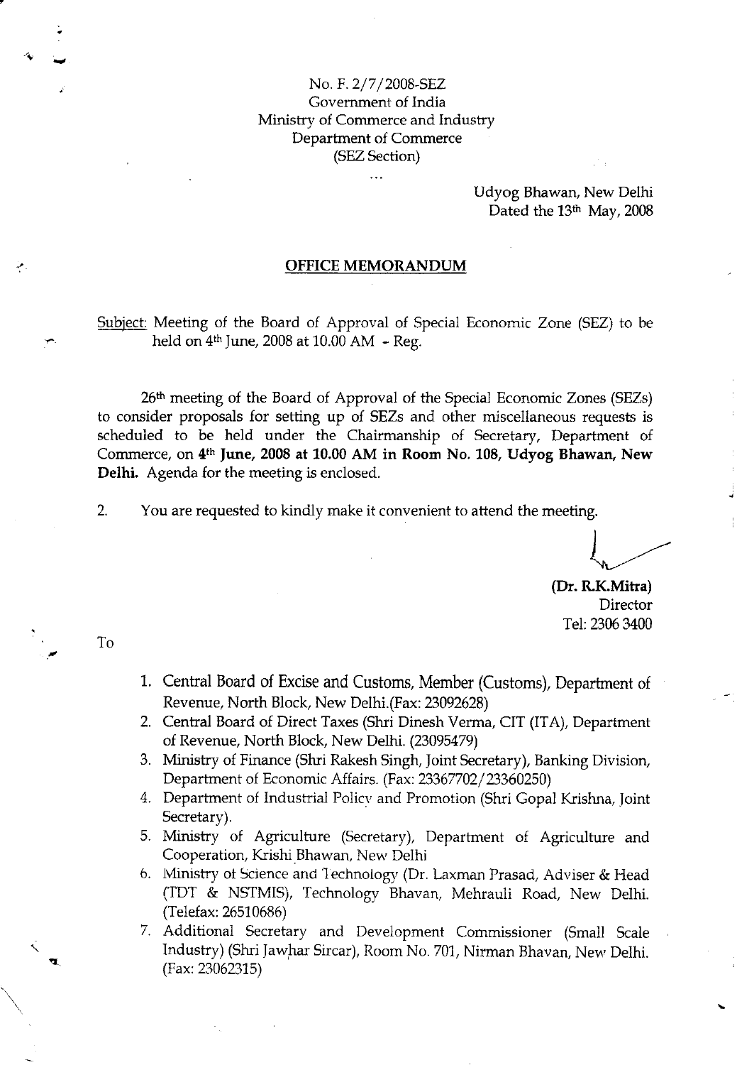No. F. 2/7/2008-SEZ
Government of India
Ministry of Commerce and Industry
Department of Commerce
(SEZ Section)

...

Udyog Bhawan, New Delhi
Dated the 13th May, 2008

## OFFICE MEMORANDUM

Subject: Meeting of the Board of Approval of Special Economic Zone (SEZ) to be held on 4th June, 2008 at 10.00 AM - Reg.

26th meeting of the Board of Approval of the Special Economic Zones (SEZs) to consider proposals for setting up of SEZs and other miscellaneous requests is scheduled to be held under the Chairmanship of Secretary, Department of Commerce, on **4th June, 2008 at 10.00 AM in Room No. 108, Udyog Bhawan, New Delhi.** Agenda for the meeting is enclosed.

2. You are requested to kindly make it convenient to attend the meeting.

**(Dr. R.K.Mitra)**
Director
Tel: 2306 3400

To

1. Central Board of Excise and Customs, Member (Customs), Department of Revenue, North Block, New Delhi.(Fax: 23092628)
2. Central Board of Direct Taxes (Shri Dinesh Verma, CIT (ITA), Department of Revenue, North Block, New Delhi. (23095479)
3. Ministry of Finance (Shri Rakesh Singh, Joint Secretary), Banking Division, Department of Economic Affairs. (Fax: 23367702/23360250)
4. Department of Industrial Policy and Promotion (Shri Gopal Krishna, Joint Secretary).
5. Ministry of Agriculture (Secretary), Department of Agriculture and Cooperation, Krishi Bhawan, New Delhi
6. Ministry of Science and Technology (Dr. Laxman Prasad, Adviser & Head (TDT & NSTMIS), Technology Bhavan, Mehrauli Road, New Delhi. (Telefax: 26510686)
7. Additional Secretary and Development Commissioner (Small Scale Industry) (Shri Jawhar Sircar), Room No. 701, Nirman Bhavan, New Delhi. (Fax: 23062315)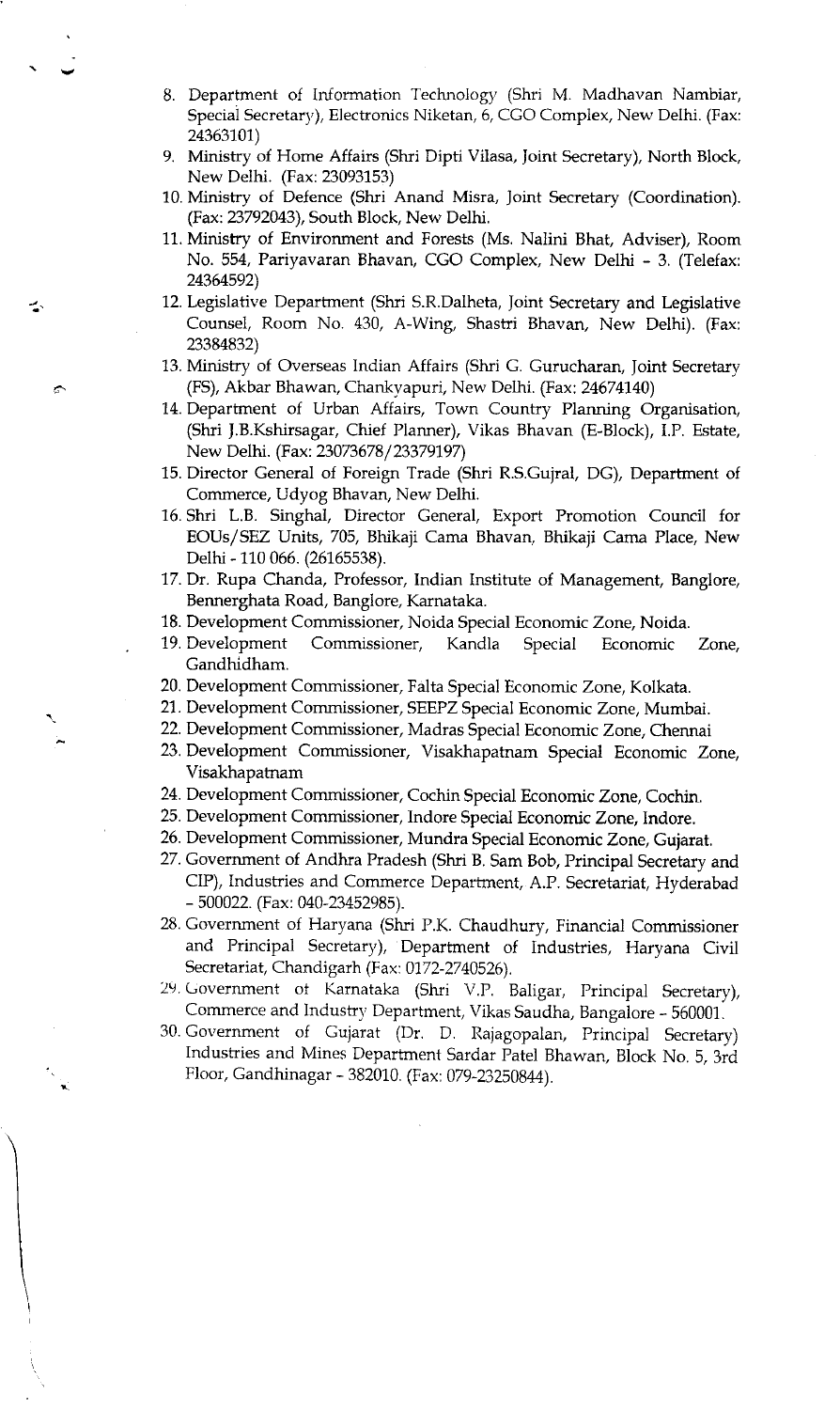8. Department of Information Technology (Shri M. Madhavan Nambiar, Special Secretary), Electronics Niketan, 6, CGO Complex, New Delhi. (Fax: 24363101)
9. Ministry of Home Affairs (Shri Dipti Vilasa, Joint Secretary), North Block, New Delhi. (Fax: 23093153)
10. Ministry of Defence (Shri Anand Misra, Joint Secretary (Coordination). (Fax: 23792043), South Block, New Delhi.
11. Ministry of Environment and Forests (Ms. Nalini Bhat, Adviser), Room No. 554, Pariyavaran Bhavan, CGO Complex, New Delhi - 3. (Telefax: 24364592)
12. Legislative Department (Shri S.R.Dalheta, Joint Secretary and Legislative Counsel, Room No. 430, A-Wing, Shastri Bhavan, New Delhi). (Fax: 23384832)
13. Ministry of Overseas Indian Affairs (Shri G. Gurucharan, Joint Secretary (FS), Akbar Bhawan, Chankyapuri, New Delhi. (Fax: 24674140)
14. Department of Urban Affairs, Town Country Planning Organisation, (Shri J.B.Kshirsagar, Chief Planner), Vikas Bhavan (E-Block), I.P. Estate, New Delhi. (Fax: 23073678/23379197)
15. Director General of Foreign Trade (Shri R.S.Gujral, DG), Department of Commerce, Udyog Bhavan, New Delhi.
16. Shri L.B. Singhal, Director General, Export Promotion Council for EOUs/SEZ Units, 705, Bhikaji Cama Bhavan, Bhikaji Cama Place, New Delhi - 110 066. (26165538).
17. Dr. Rupa Chanda, Professor, Indian Institute of Management, Banglore, Bennerghata Road, Banglore, Karnataka.
18. Development Commissioner, Noida Special Economic Zone, Noida.
19. Development Commissioner, Kandla Special Economic Zone, Gandhidham.
20. Development Commissioner, Falta Special Economic Zone, Kolkata.
21. Development Commissioner, SEEPZ Special Economic Zone, Mumbai.
22. Development Commissioner, Madras Special Economic Zone, Chennai
23. Development Commissioner, Visakhapatnam Special Economic Zone, Visakhapatnam
24. Development Commissioner, Cochin Special Economic Zone, Cochin.
25. Development Commissioner, Indore Special Economic Zone, Indore.
26. Development Commissioner, Mundra Special Economic Zone, Gujarat.
27. Government of Andhra Pradesh (Shri B. Sam Bob, Principal Secretary and CIP), Industries and Commerce Department, A.P. Secretariat, Hyderabad - 500022. (Fax: 040-23452985).
28. Government of Haryana (Shri P.K. Chaudhury, Financial Commissioner and Principal Secretary), Department of Industries, Haryana Civil Secretariat, Chandigarh (Fax: 0172-2740526).
29. Government of Karnataka (Shri V.P. Baligar, Principal Secretary), Commerce and Industry Department, Vikas Saudha, Bangalore - 560001.
30. Government of Gujarat (Dr. D. Rajagopalan, Principal Secretary) Industries and Mines Department Sardar Patel Bhawan, Block No. 5, 3rd Floor, Gandhinagar - 382010. (Fax: 079-23250844).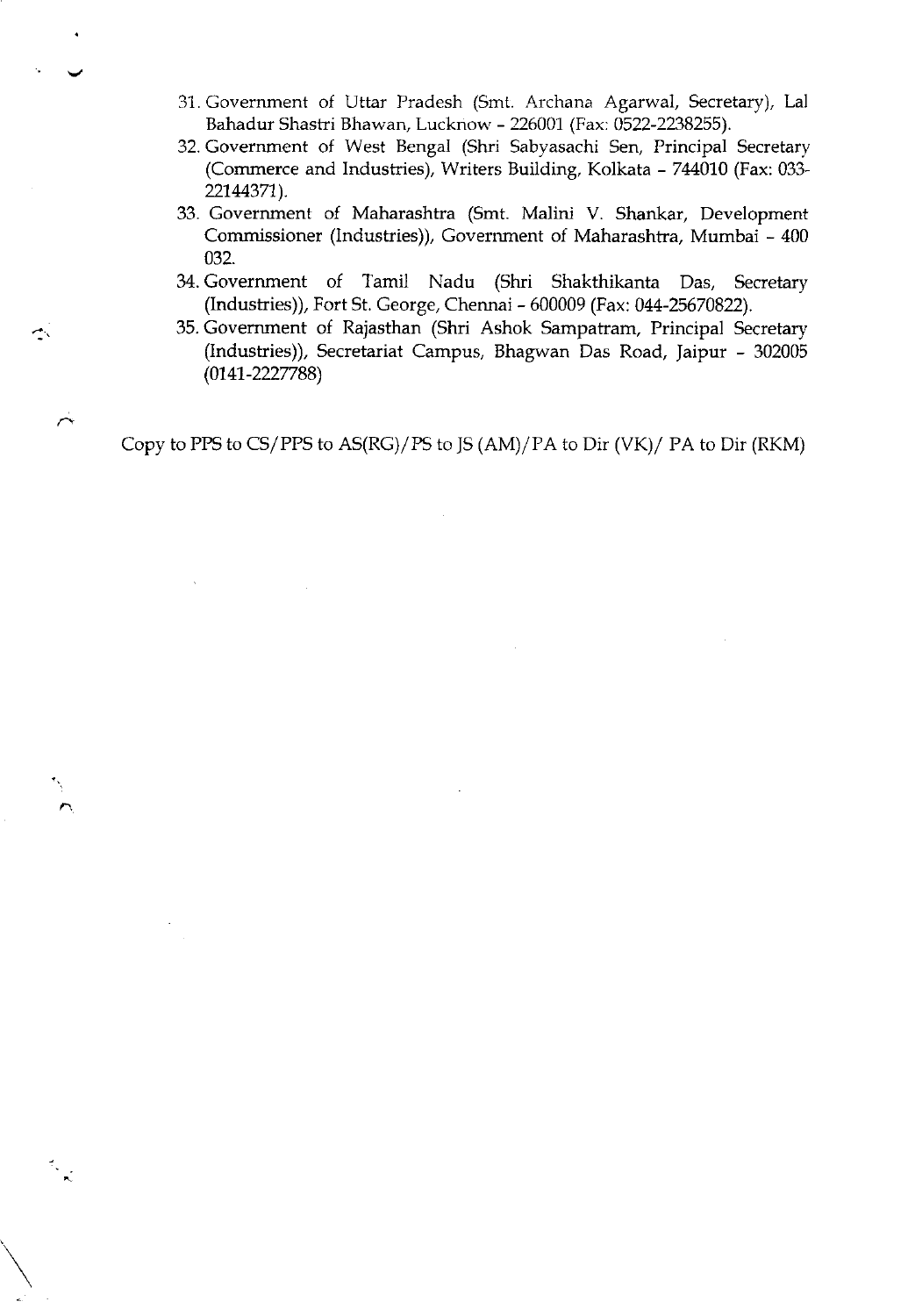31. Government of Uttar Pradesh (Smt. Archana Agarwal, Secretary), Lal Bahadur Shastri Bhawan, Lucknow - 226001 (Fax: 0522-2238255).
32. Government of West Bengal (Shri Sabyasachi Sen, Principal Secretary (Commerce and Industries), Writers Building, Kolkata - 744010 (Fax: 033-22144371).
33. Government of Maharashtra (Smt. Malini V. Shankar, Development Commissioner (Industries)), Government of Maharashtra, Mumbai - 400 032.
34. Government of Tamil Nadu (Shri Shakthikanta Das, Secretary (Industries)), Fort St. George, Chennai - 600009 (Fax: 044-25670822).
35. Government of Rajasthan (Shri Ashok Sampatram, Principal Secretary (Industries)), Secretariat Campus, Bhagwan Das Road, Jaipur - 302005 (0141-2227788)

Copy to PPS to CS/PPS to AS(RG)/PS to JS (AM)/PA to Dir (VK)/ PA to Dir (RKM)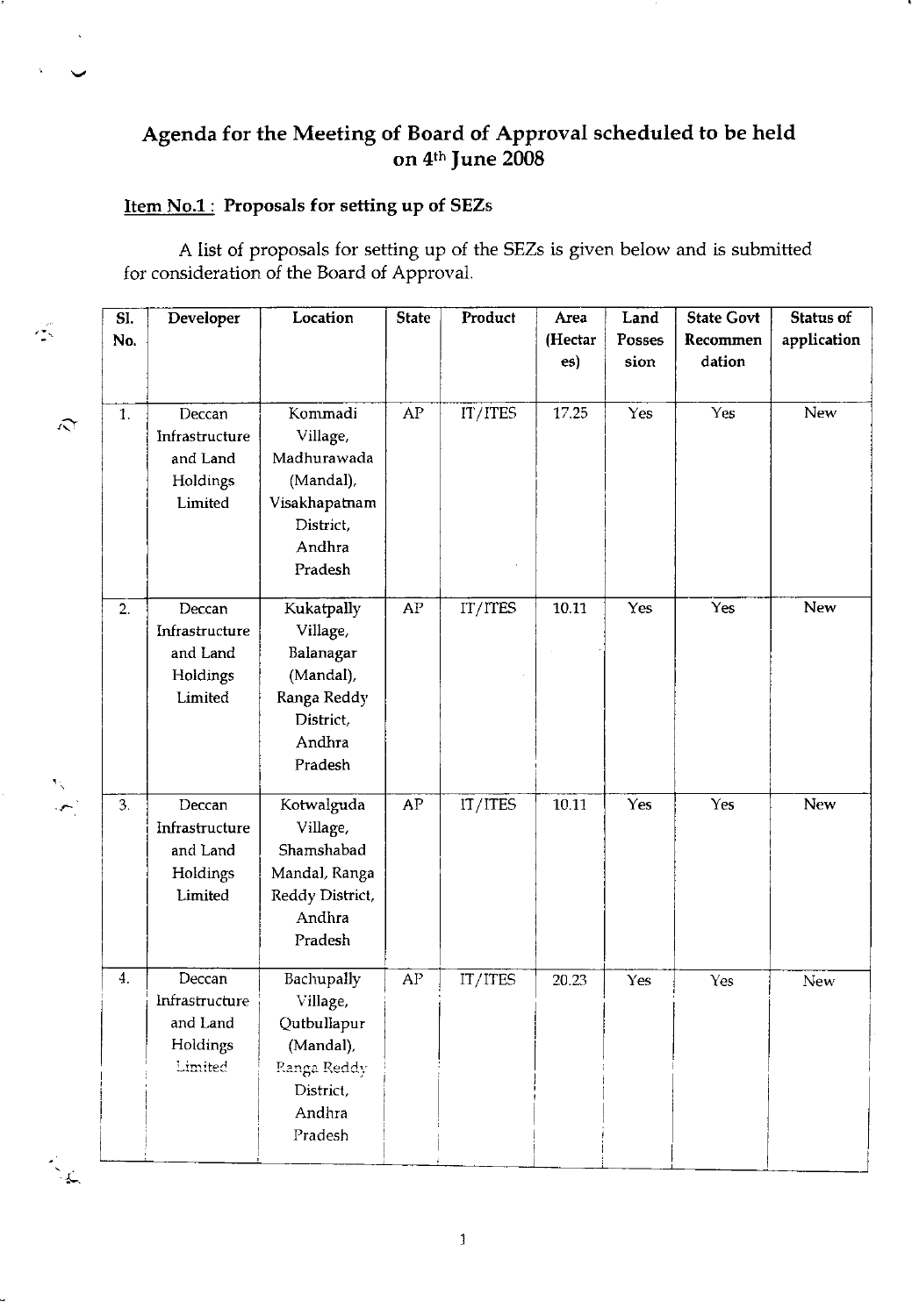## Agenda for the Meeting of Board of Approval scheduled to be held on 4th June 2008

**Item No.1 : Proposals for setting up of SEZs**

A list of proposals for setting up of the SEZs is given below and is submitted for consideration of the Board of Approval.

| Sl. No. | Developer | Location | State | Product | Area (Hectares) | Land Possession | State Govt Recommendation | Status of application |
|---|---|---|---|---|---|---|---|---|
| 1. | Deccan Infrastructure and Land Holdings Limited | Kommadi Village, Madhurawada (Mandal), Visakhapatnam District, Andhra Pradesh | AP | IT/ITES | 17.25 | Yes | Yes | New |
| 2. | Deccan Infrastructure and Land Holdings Limited | Kukatpally Village, Balanagar (Mandal), Ranga Reddy District, Andhra Pradesh | AP | IT/ITES | 10.11 | Yes | Yes | New |
| 3. | Deccan Infrastructure and Land Holdings Limited | Kotwalguda Village, Shamshabad Mandal, Ranga Reddy District, Andhra Pradesh | AP | IT/ITES | 10.11 | Yes | Yes | New |
| 4. | Deccan Infrastructure and Land Holdings Limited | Bachupally Village, Qutbullapur (Mandal), Ranga Reddy District, Andhra Pradesh | AP | IT/ITES | 20.23 | Yes | Yes | New |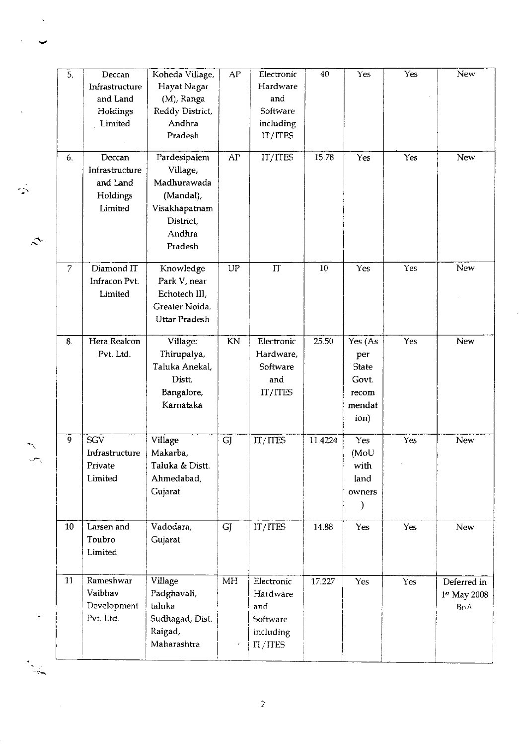| 5. | Deccan Infrastructure and Land Holdings Limited | Koheda Village, Hayat Nagar (M), Ranga Reddy District, Andhra Pradesh | AP | Electronic Hardware and Software including IT/ITES | 40 | Yes | Yes | New |
|---|---|---|---|---|---|---|---|---|
| 6. | Deccan Infrastructure and Land Holdings Limited | Pardesipalem Village, Madhurawada (Mandal), Visakhapatnam District, Andhra Pradesh | AP | IT/ITES | 15.78 | Yes | Yes | New |
| 7 | Diamond IT Infracon Pvt. Limited | Knowledge Park V, near Echotech III, Greater Noida, Uttar Pradesh | UP | IT | 10 | Yes | Yes | New |
| 8. | Hera Realcon Pvt. Ltd. | Village: Thirupalya, Taluka Anekal, Distt. Bangalore, Karnataka | KN | Electronic Hardware, Software and IT/ITES | 25.50 | Yes (As per State Govt. recommendation) | Yes | New |
| 9 | SGV Infrastructure Private Limited | Village Makarba, Taluka & Distt. Ahmedabad, Gujarat | GJ | IT/ITES | 11.4224 | Yes (MoU with land owners) | Yes | New |
| 10 | Larsen and Toubro Limited | Vadodara, Gujarat | GJ | IT/ITES | 14.88 | Yes | Yes | New |
| 11 | Rameshwar Vaibhav Development Pvt. Ltd. | Village Padghavali, taluka Sudhagad, Dist. Raigad, Maharashtra | MH | Electronic Hardware and Software including IT/ITES | 17.227 | Yes | Yes | Deferred in 1st May 2008 BoA |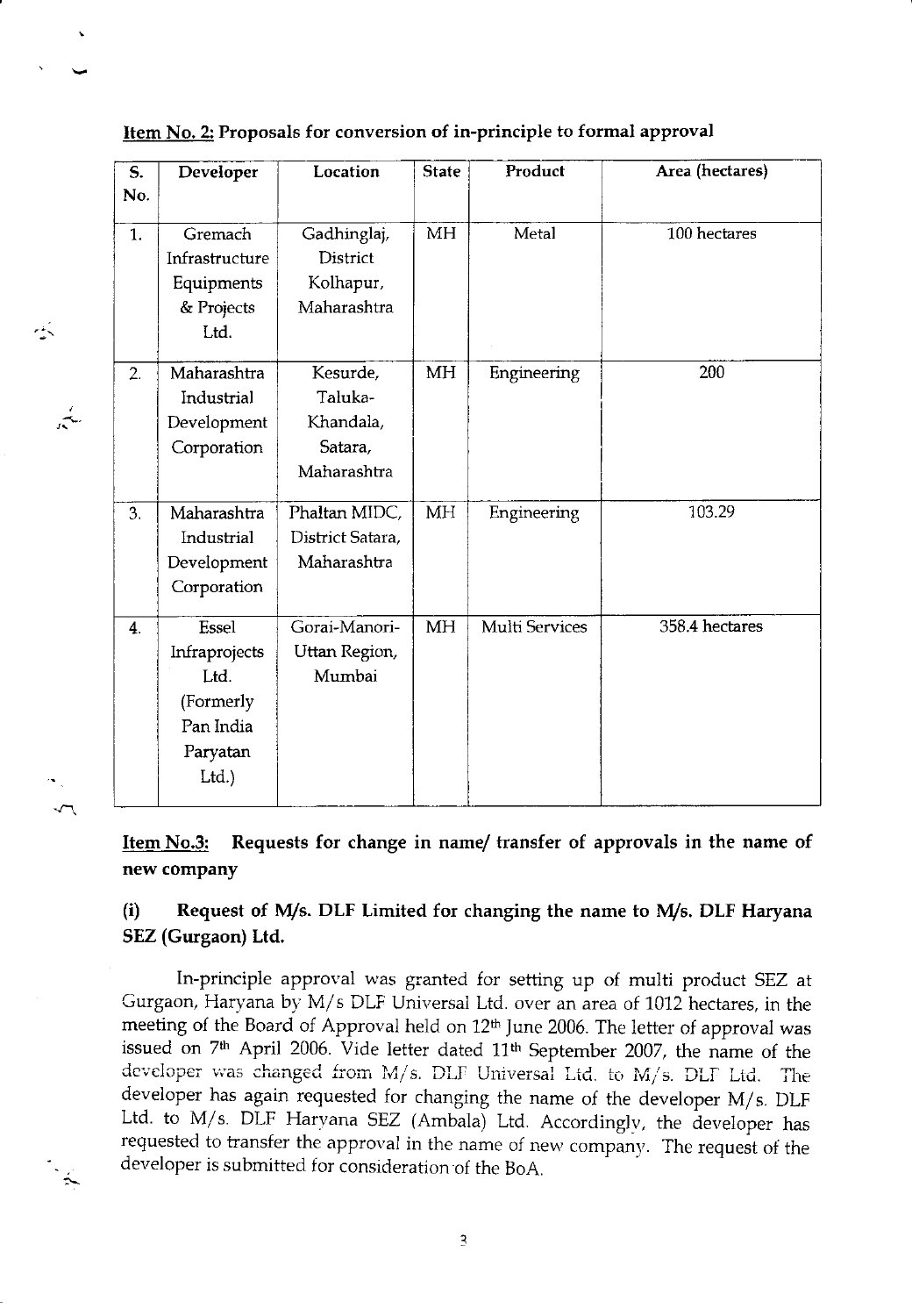**Item No. 2:** **Proposals for conversion of in-principle to formal approval**

| S. No. | Developer | Location | State | Product | Area (hectares) |
|---|---|---|---|---|---|
| 1. | Gremach Infrastructure Equipments & Projects Ltd. | Gadhinglaj, District Kolhapur, Maharashtra | MH | Metal | 100 hectares |
| 2. | Maharashtra Industrial Development Corporation | Kesurde, Taluka-Khandala, Satara, Maharashtra | MH | Engineering | 200 |
| 3. | Maharashtra Industrial Development Corporation | Phaltan MIDC, District Satara, Maharashtra | MH | Engineering | 103.29 |
| 4. | Essel Infraprojects Ltd. (Formerly Pan India Paryatan Ltd.) | Gorai-Manori-Uttan Region, Mumbai | MH | Multi Services | 358.4 hectares |

**Item No.3:** **Requests for change in name/ transfer of approvals in the name of new company**

**(i) Request of M/s. DLF Limited for changing the name to M/s. DLF Haryana SEZ (Gurgaon) Ltd.**

In-principle approval was granted for setting up of multi product SEZ at Gurgaon, Haryana by M/s DLF Universal Ltd. over an area of 1012 hectares, in the meeting of the Board of Approval held on 12th June 2006. The letter of approval was issued on 7th April 2006. Vide letter dated 11th September 2007, the name of the developer was changed from M/s. DLF Universal Ltd. to M/s. DLF Ltd. The developer has again requested for changing the name of the developer M/s. DLF Ltd. to M/s. DLF Haryana SEZ (Ambala) Ltd. Accordingly, the developer has requested to transfer the approval in the name of new company. The request of the developer is submitted for consideration of the BoA.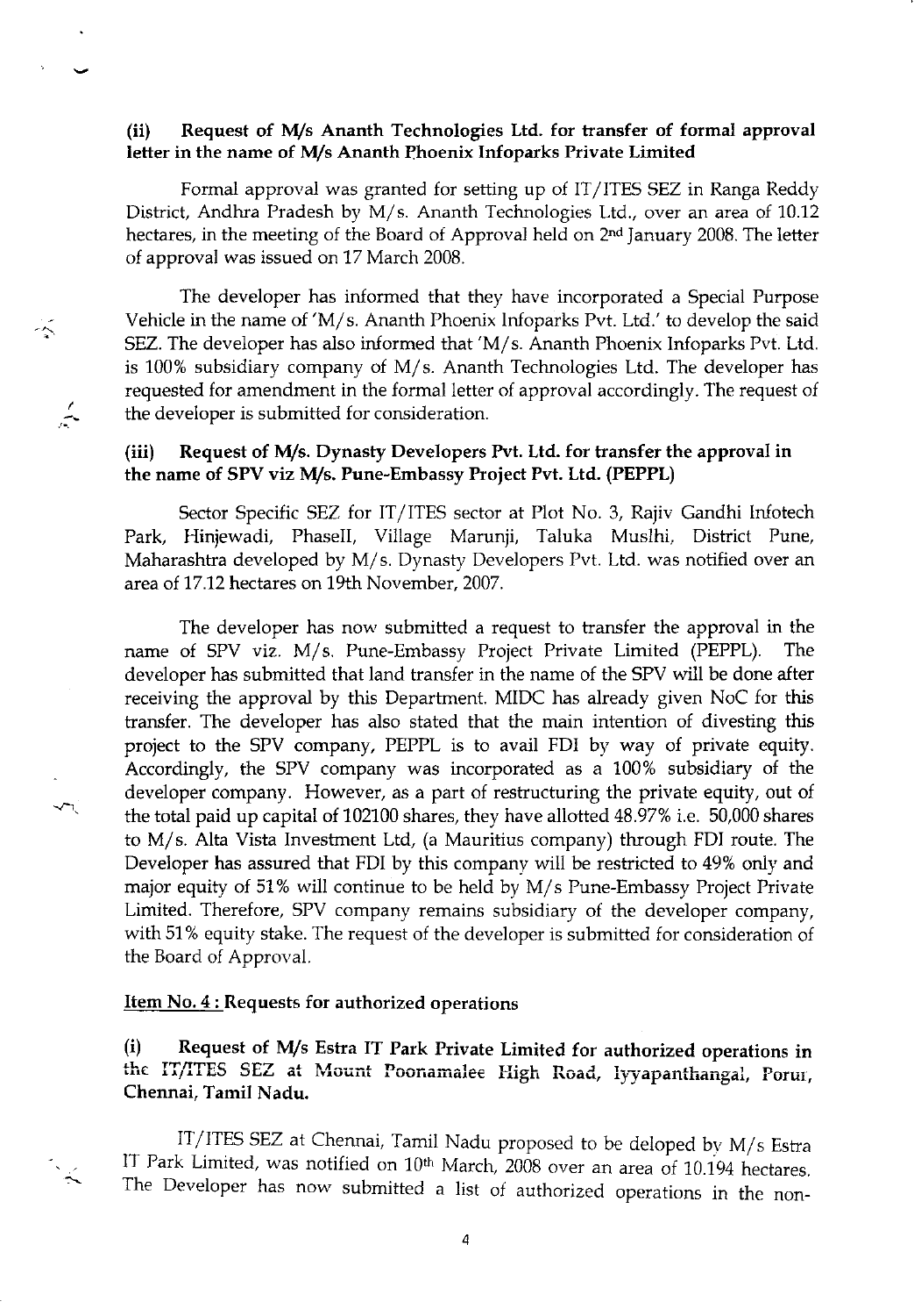**(ii) Request of M/s Ananth Technologies Ltd. for transfer of formal approval letter in the name of M/s Ananth Phoenix Infoparks Private Limited**

Formal approval was granted for setting up of IT/ITES SEZ in Ranga Reddy District, Andhra Pradesh by M/s. Ananth Technologies Ltd., over an area of 10.12 hectares, in the meeting of the Board of Approval held on 2nd January 2008. The letter of approval was issued on 17 March 2008.

The developer has informed that they have incorporated a Special Purpose Vehicle in the name of 'M/s. Ananth Phoenix Infoparks Pvt. Ltd.' to develop the said SEZ. The developer has also informed that 'M/s. Ananth Phoenix Infoparks Pvt. Ltd. is 100% subsidiary company of M/s. Ananth Technologies Ltd. The developer has requested for amendment in the formal letter of approval accordingly. The request of the developer is submitted for consideration.

**(iii) Request of M/s. Dynasty Developers Pvt. Ltd. for transfer the approval in the name of SPV viz M/s. Pune-Embassy Project Pvt. Ltd. (PEPPL)**

Sector Specific SEZ for IT/ITES sector at Plot No. 3, Rajiv Gandhi Infotech Park, Hinjewadi, PhaseII, Village Marunji, Taluka Mulshi, District Pune, Maharashtra developed by M/s. Dynasty Developers Pvt. Ltd. was notified over an area of 17.12 hectares on 19th November, 2007.

The developer has now submitted a request to transfer the approval in the name of SPV viz. M/s. Pune-Embassy Project Private Limited (PEPPL). The developer has submitted that land transfer in the name of the SPV will be done after receiving the approval by this Department. MIDC has already given NoC for this transfer. The developer has also stated that the main intention of divesting this project to the SPV company, PEPPL is to avail FDI by way of private equity. Accordingly, the SPV company was incorporated as a 100% subsidiary of the developer company. However, as a part of restructuring the private equity, out of the total paid up capital of 102100 shares, they have allotted 48.97% i.e. 50,000 shares to M/s. Alta Vista Investment Ltd, (a Mauritius company) through FDI route. The Developer has assured that FDI by this company will be restricted to 49% only and major equity of 51% will continue to be held by M/s Pune-Embassy Project Private Limited. Therefore, SPV company remains subsidiary of the developer company, with 51% equity stake. The request of the developer is submitted for consideration of the Board of Approval.

**Item No. 4 : Requests for authorized operations**

**(i) Request of M/s Estra IT Park Private Limited for authorized operations in the IT/ITES SEZ at Mount Poonamalee High Road, Iyyapanthangal, Porur, Chennai, Tamil Nadu.**

IT/ITES SEZ at Chennai, Tamil Nadu proposed to be deloped by M/s Estra IT Park Limited, was notified on 10th March, 2008 over an area of 10.194 hectares. The Developer has now submitted a list of authorized operations in the non-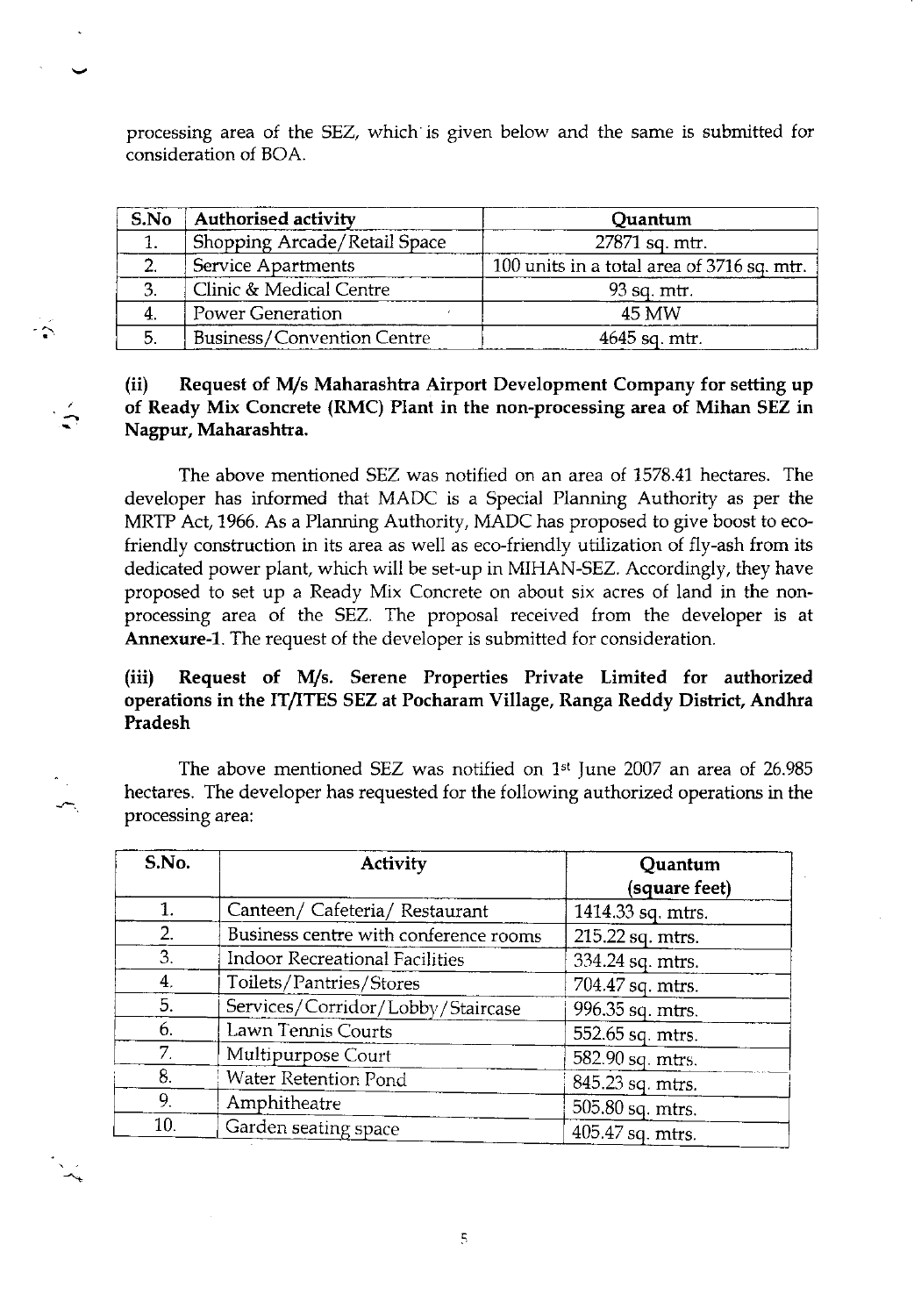processing area of the SEZ, which is given below and the same is submitted for consideration of BOA.

| S.No | Authorised activity | Quantum |
|---|---|---|
| 1. | Shopping Arcade/Retail Space | 27871 sq. mtr. |
| 2. | Service Apartments | 100 units in a total area of 3716 sq. mtr. |
| 3. | Clinic & Medical Centre | 93 sq. mtr. |
| 4. | Power Generation | 45 MW |
| 5. | Business/Convention Centre | 4645 sq. mtr. |

**(ii) Request of M/s Maharashtra Airport Development Company for setting up of Ready Mix Concrete (RMC) Plant in the non-processing area of Mihan SEZ in Nagpur, Maharashtra.**

The above mentioned SEZ was notified on an area of 1578.41 hectares. The developer has informed that MADC is a Special Planning Authority as per the MRTP Act, 1966. As a Planning Authority, MADC has proposed to give boost to eco-friendly construction in its area as well as eco-friendly utilization of fly-ash from its dedicated power plant, which will be set-up in MIHAN-SEZ. Accordingly, they have proposed to set up a Ready Mix Concrete on about six acres of land in the non-processing area of the SEZ. The proposal received from the developer is at **Annexure-1**. The request of the developer is submitted for consideration.

**(iii) Request of M/s. Serene Properties Private Limited for authorized operations in the IT/ITES SEZ at Pocharam Village, Ranga Reddy District, Andhra Pradesh**

The above mentioned SEZ was notified on 1st June 2007 an area of 26.985 hectares. The developer has requested for the following authorized operations in the processing area:

| S.No. | Activity | Quantum (square feet) |
|---|---|---|
| 1. | Canteen/ Cafeteria/ Restaurant | 1414.33 sq. mtrs. |
| 2. | Business centre with conference rooms | 215.22 sq. mtrs. |
| 3. | Indoor Recreational Facilities | 334.24 sq. mtrs. |
| 4. | Toilets/Pantries/Stores | 704.47 sq. mtrs. |
| 5. | Services/Corridor/Lobby/Staircase | 996.35 sq. mtrs. |
| 6. | Lawn Tennis Courts | 552.65 sq. mtrs. |
| 7. | Multipurpose Court | 582.90 sq. mtrs. |
| 8. | Water Retention Pond | 845.23 sq. mtrs. |
| 9. | Amphitheatre | 505.80 sq. mtrs. |
| 10. | Garden seating space | 405.47 sq. mtrs. |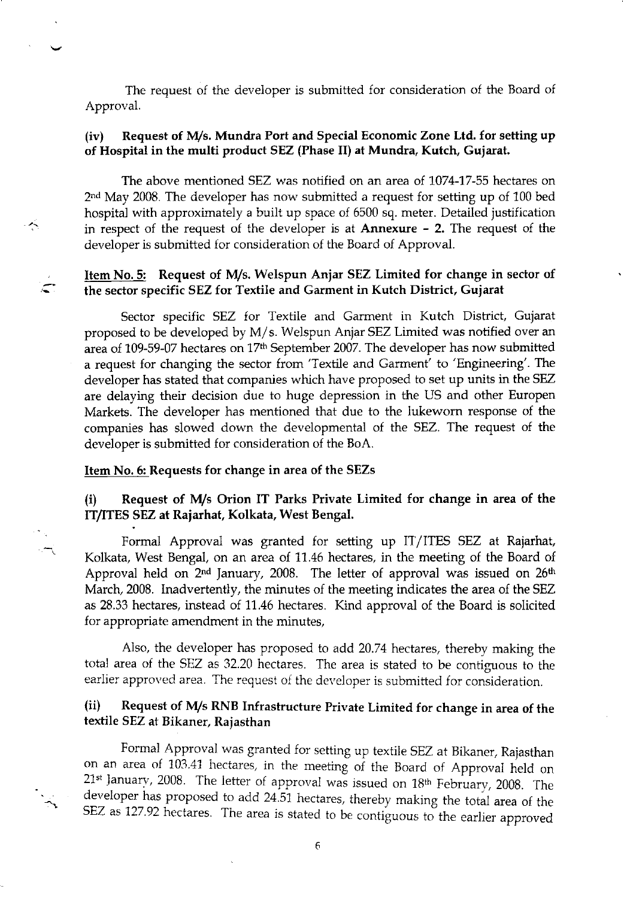The request of the developer is submitted for consideration of the Board of Approval.

### (iv) Request of M/s. Mundra Port and Special Economic Zone Ltd. for setting up of Hospital in the multi product SEZ (Phase II) at Mundra, Kutch, Gujarat.

The above mentioned SEZ was notified on an area of 1074-17-55 hectares on 2nd May 2008. The developer has now submitted a request for setting up of 100 bed hospital with approximately a built up space of 6500 sq. meter. Detailed justification in respect of the request of the developer is at **Annexure - 2.** The request of the developer is submitted for consideration of the Board of Approval.

### Item No. 5: Request of M/s. Welspun Anjar SEZ Limited for change in sector of the sector specific SEZ for Textile and Garment in Kutch District, Gujarat

Sector specific SEZ for Textile and Garment in Kutch District, Gujarat proposed to be developed by M/s. Welspun Anjar SEZ Limited was notified over an area of 109-59-07 hectares on 17th September 2007. The developer has now submitted a request for changing the sector from 'Textile and Garment' to 'Engineering'. The developer has stated that companies which have proposed to set up units in the SEZ are delaying their decision due to huge depression in the US and other Europen Markets. The developer has mentioned that due to the lukeworn response of the companies has slowed down the developmental of the SEZ. The request of the developer is submitted for consideration of the BoA.

### Item No. 6: Requests for change in area of the SEZs

### (i) Request of M/s Orion IT Parks Private Limited for change in area of the IT/ITES SEZ at Rajarhat, Kolkata, West Bengal.

Formal Approval was granted for setting up IT/ITES SEZ at Rajarhat, Kolkata, West Bengal, on an area of 11.46 hectares, in the meeting of the Board of Approval held on 2nd January, 2008. The letter of approval was issued on 26th March, 2008. Inadvertently, the minutes of the meeting indicates the area of the SEZ as 28.33 hectares, instead of 11.46 hectares. Kind approval of the Board is solicited for appropriate amendment in the minutes,

Also, the developer has proposed to add 20.74 hectares, thereby making the total area of the SEZ as 32.20 hectares. The area is stated to be contiguous to the earlier approved area. The request of the developer is submitted for consideration.

### (ii) Request of M/s RNB Infrastructure Private Limited for change in area of the textile SEZ at Bikaner, Rajasthan

Formal Approval was granted for setting up textile SEZ at Bikaner, Rajasthan on an area of 103.41 hectares, in the meeting of the Board of Approval held on 21st January, 2008. The letter of approval was issued on 18th February, 2008. The developer has proposed to add 24.51 hectares, thereby making the total area of the SEZ as 127.92 hectares. The area is stated to be contiguous to the earlier approved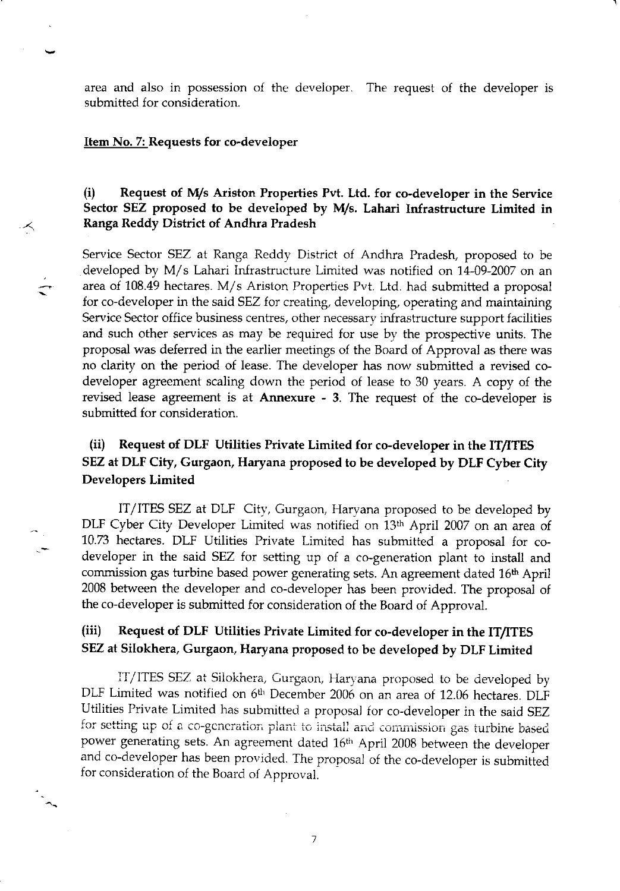area and also in possession of the developer. The request of the developer is submitted for consideration.

**Item No. 7: Requests for co-developer**

### (i) Request of M/s Ariston Properties Pvt. Ltd. for co-developer in the Service Sector SEZ proposed to be developed by M/s. Lahari Infrastructure Limited in Ranga Reddy District of Andhra Pradesh

Service Sector SEZ at Ranga Reddy District of Andhra Pradesh, proposed to be developed by M/s Lahari Infrastructure Limited was notified on 14-09-2007 on an area of 108.49 hectares. M/s Ariston Properties Pvt. Ltd. had submitted a proposal for co-developer in the said SEZ for creating, developing, operating and maintaining Service Sector office business centres, other necessary infrastructure support facilities and such other services as may be required for use by the prospective units. The proposal was deferred in the earlier meetings of the Board of Approval as there was no clarity on the period of lease. The developer has now submitted a revised co-developer agreement scaling down the period of lease to 30 years. A copy of the revised lease agreement is at **Annexure - 3**. The request of the co-developer is submitted for consideration.

### (ii) Request of DLF Utilities Private Limited for co-developer in the IT/ITES SEZ at DLF City, Gurgaon, Haryana proposed to be developed by DLF Cyber City Developers Limited

IT/ITES SEZ at DLF City, Gurgaon, Haryana proposed to be developed by DLF Cyber City Developer Limited was notified on 13th April 2007 on an area of 10.73 hectares. DLF Utilities Private Limited has submitted a proposal for co-developer in the said SEZ for setting up of a co-generation plant to install and commission gas turbine based power generating sets. An agreement dated 16th April 2008 between the developer and co-developer has been provided. The proposal of the co-developer is submitted for consideration of the Board of Approval.

### (iii) Request of DLF Utilities Private Limited for co-developer in the IT/ITES SEZ at Silokhera, Gurgaon, Haryana proposed to be developed by DLF Limited

IT/ITES SEZ at Silokhera, Gurgaon, Haryana proposed to be developed by DLF Limited was notified on 6th December 2006 on an area of 12.06 hectares. DLF Utilities Private Limited has submitted a proposal for co-developer in the said SEZ for setting up of a co-generation plant to install and commission gas turbine based power generating sets. An agreement dated 16th April 2008 between the developer and co-developer has been provided. The proposal of the co-developer is submitted for consideration of the Board of Approval.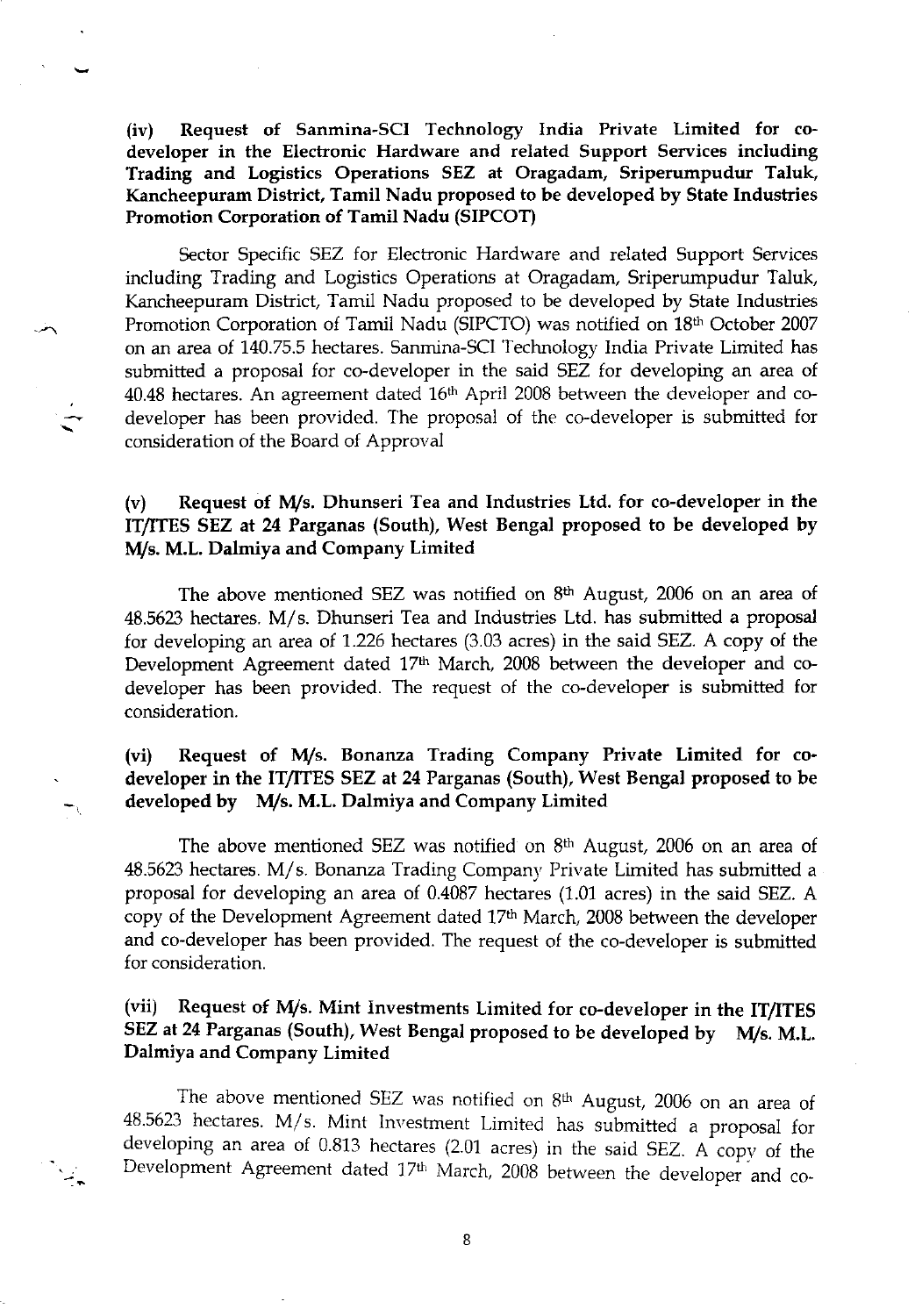**(iv) Request of Sanmina-SCI Technology India Private Limited for co-developer in the Electronic Hardware and related Support Services including Trading and Logistics Operations SEZ at Oragadam, Sriperumpudur Taluk, Kancheepuram District, Tamil Nadu proposed to be developed by State Industries Promotion Corporation of Tamil Nadu (SIPCOT)**

Sector Specific SEZ for Electronic Hardware and related Support Services including Trading and Logistics Operations at Oragadam, Sriperumpudur Taluk, Kancheepuram District, Tamil Nadu proposed to be developed by State Industries Promotion Corporation of Tamil Nadu (SIPCTO) was notified on 18th October 2007 on an area of 140.75.5 hectares. Sanmina-SCI Technology India Private Limited has submitted a proposal for co-developer in the said SEZ for developing an area of 40.48 hectares. An agreement dated 16th April 2008 between the developer and co-developer has been provided. The proposal of the co-developer is submitted for consideration of the Board of Approval

**(v) Request of M/s. Dhunseri Tea and Industries Ltd. for co-developer in the IT/ITES SEZ at 24 Parganas (South), West Bengal proposed to be developed by M/s. M.L. Dalmiya and Company Limited**

The above mentioned SEZ was notified on 8th August, 2006 on an area of 48.5623 hectares. M/s. Dhunseri Tea and Industries Ltd. has submitted a proposal for developing an area of 1.226 hectares (3.03 acres) in the said SEZ. A copy of the Development Agreement dated 17th March, 2008 between the developer and co-developer has been provided. The request of the co-developer is submitted for consideration.

**(vi) Request of M/s. Bonanza Trading Company Private Limited for co-developer in the IT/ITES SEZ at 24 Parganas (South), West Bengal proposed to be developed by M/s. M.L. Dalmiya and Company Limited**

The above mentioned SEZ was notified on 8th August, 2006 on an area of 48.5623 hectares. M/s. Bonanza Trading Company Private Limited has submitted a proposal for developing an area of 0.4087 hectares (1.01 acres) in the said SEZ. A copy of the Development Agreement dated 17th March, 2008 between the developer and co-developer has been provided. The request of the co-developer is submitted for consideration.

**(vii) Request of M/s. Mint Investments Limited for co-developer in the IT/ITES SEZ at 24 Parganas (South), West Bengal proposed to be developed by M/s. M.L. Dalmiya and Company Limited**

The above mentioned SEZ was notified on 8th August, 2006 on an area of 48.5623 hectares. M/s. Mint Investment Limited has submitted a proposal for developing an area of 0.813 hectares (2.01 acres) in the said SEZ. A copy of the Development Agreement dated 17th March, 2008 between the developer and co-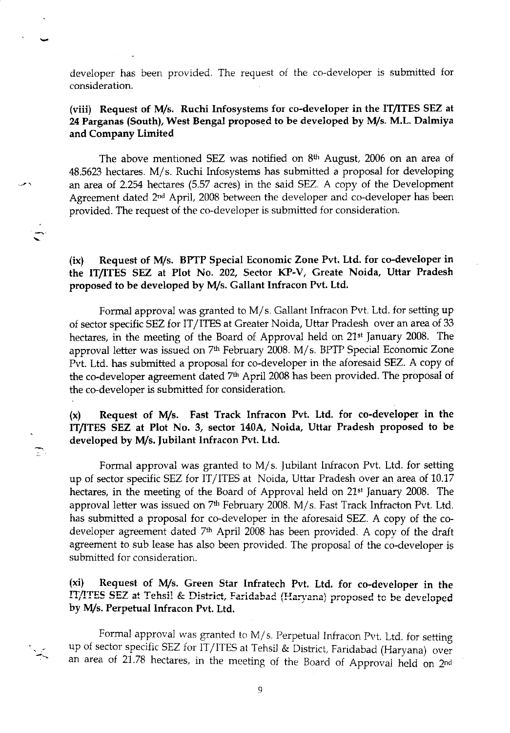developer has been provided. The request of the co-developer is submitted for consideration.

**(viii) Request of M/s. Ruchi Infosystems for co-developer in the IT/ITES SEZ at 24 Parganas (South), West Bengal proposed to be developed by M/s. M.L. Dalmiya and Company Limited**

The above mentioned SEZ was notified on 8th August, 2006 on an area of 48.5623 hectares. M/s. Ruchi Infosystems has submitted a proposal for developing an area of 2.254 hectares (5.57 acres) in the said SEZ. A copy of the Development Agreement dated 2nd April, 2008 between the developer and co-developer has been provided. The request of the co-developer is submitted for consideration.

**(ix) Request of M/s. BPTP Special Economic Zone Pvt. Ltd. for co-developer in the IT/ITES SEZ at Plot No. 202, Sector KP-V, Greate Noida, Uttar Pradesh proposed to be developed by M/s. Gallant Infracon Pvt. Ltd.**

Formal approval was granted to M/s. Gallant Infracon Pvt. Ltd. for setting up of sector specific SEZ for IT/ITES at Greater Noida, Uttar Pradesh over an area of 33 hectares, in the meeting of the Board of Approval held on 21st January 2008. The approval letter was issued on 7th February 2008. M/s. BPTP Special Economic Zone Pvt. Ltd. has submitted a proposal for co-developer in the aforesaid SEZ. A copy of the co-developer agreement dated 7th April 2008 has been provided. The proposal of the co-developer is submitted for consideration.

**(x) Request of M/s. Fast Track Infracon Pvt. Ltd. for co-developer in the IT/ITES SEZ at Plot No. 3, sector 140A, Noida, Uttar Pradesh proposed to be developed by M/s. Jubilant Infracon Pvt. Ltd.**

Formal approval was granted to M/s. Jubilant Infracon Pvt. Ltd. for setting up of sector specific SEZ for IT/ITES at Noida, Uttar Pradesh over an area of 10.17 hectares, in the meeting of the Board of Approval held on 21st January 2008. The approval letter was issued on 7th February 2008. M/s. Fast Track Infracton Pvt. Ltd. has submitted a proposal for co-developer in the aforesaid SEZ. A copy of the co-developer agreement dated 7th April 2008 has been provided. A copy of the draft agreement to sub lease has also been provided. The proposal of the co-developer is submitted for consideration.

**(xi) Request of M/s. Green Star Infratech Pvt. Ltd. for co-developer in the IT/ITES SEZ at Tehsil & District, Faridabad (Haryana) proposed to be developed by M/s. Perpetual Infracon Pvt. Ltd.**

Formal approval was granted to M/s. Perpetual Infracon Pvt. Ltd. for setting up of sector specific SEZ for IT/ITES at Tehsil & District, Faridabad (Haryana) over an area of 21.78 hectares, in the meeting of the Board of Approval held on 2nd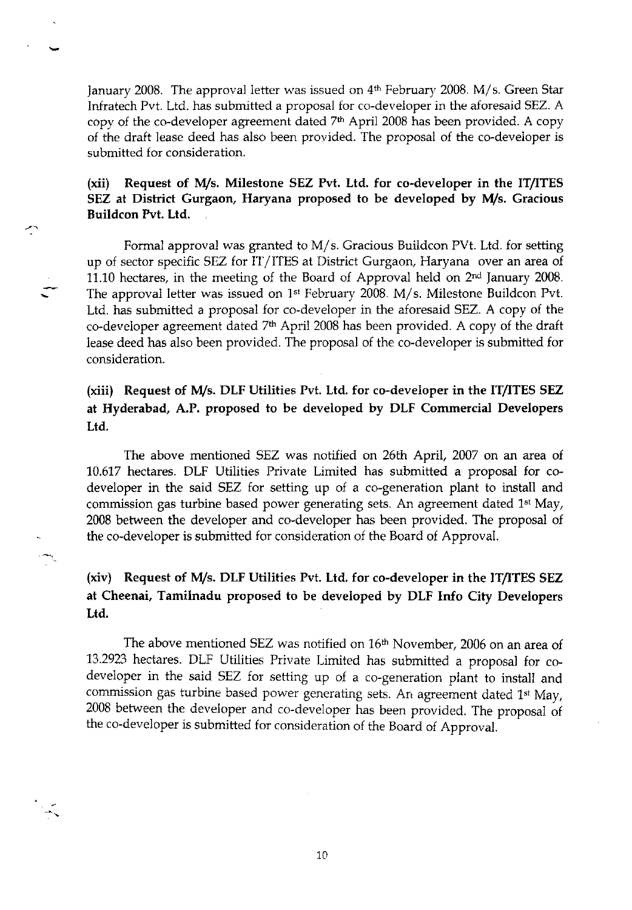January 2008. The approval letter was issued on 4th February 2008. M/s. Green Star Infratech Pvt. Ltd. has submitted a proposal for co-developer in the aforesaid SEZ. A copy of the co-developer agreement dated 7th April 2008 has been provided. A copy of the draft lease deed has also been provided. The proposal of the co-developer is submitted for consideration.

**(xii) Request of M/s. Milestone SEZ Pvt. Ltd. for co-developer in the IT/ITES SEZ at District Gurgaon, Haryana proposed to be developed by M/s. Gracious Buildcon Pvt. Ltd.**

Formal approval was granted to M/s. Gracious Buildcon PVt. Ltd. for setting up of sector specific SEZ for IT/ITES at District Gurgaon, Haryana over an area of 11.10 hectares, in the meeting of the Board of Approval held on 2nd January 2008. The approval letter was issued on 1st February 2008. M/s. Milestone Buildcon Pvt. Ltd. has submitted a proposal for co-developer in the aforesaid SEZ. A copy of the co-developer agreement dated 7th April 2008 has been provided. A copy of the draft lease deed has also been provided. The proposal of the co-developer is submitted for consideration.

**(xiii) Request of M/s. DLF Utilities Pvt. Ltd. for co-developer in the IT/ITES SEZ at Hyderabad, A.P. proposed to be developed by DLF Commercial Developers Ltd.**

The above mentioned SEZ was notified on 26th April, 2007 on an area of 10.617 hectares. DLF Utilities Private Limited has submitted a proposal for co-developer in the said SEZ for setting up of a co-generation plant to install and commission gas turbine based power generating sets. An agreement dated 1st May, 2008 between the developer and co-developer has been provided. The proposal of the co-developer is submitted for consideration of the Board of Approval.

**(xiv) Request of M/s. DLF Utilities Pvt. Ltd. for co-developer in the IT/ITES SEZ at Cheenai, Tamilnadu proposed to be developed by DLF Info City Developers Ltd.**

The above mentioned SEZ was notified on 16th November, 2006 on an area of 13.2923 hectares. DLF Utilities Private Limited has submitted a proposal for co-developer in the said SEZ for setting up of a co-generation plant to install and commission gas turbine based power generating sets. An agreement dated 1st May, 2008 between the developer and co-developer has been provided. The proposal of the co-developer is submitted for consideration of the Board of Approval.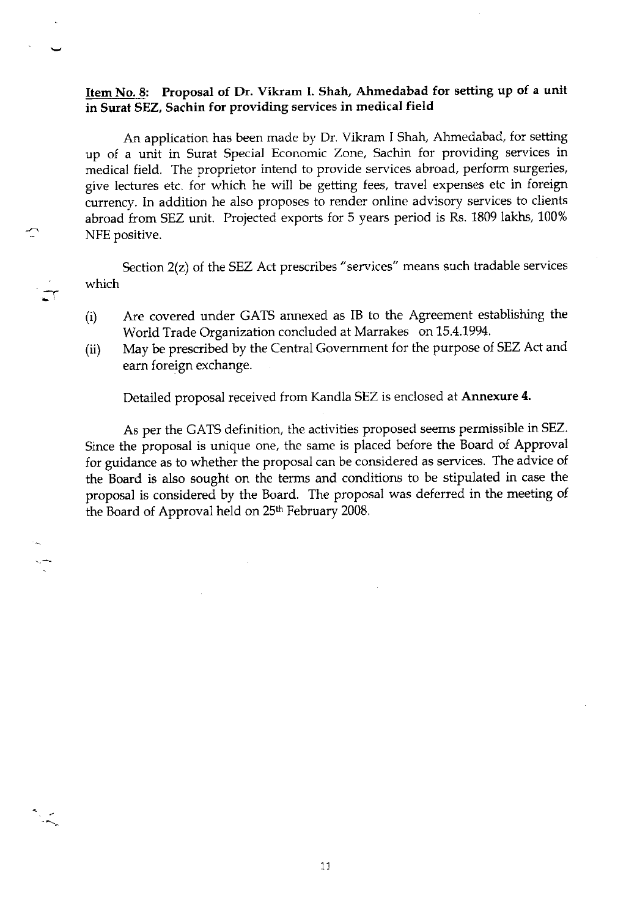**Item No. 8: Proposal of Dr. Vikram I. Shah, Ahmedabad for setting up of a unit in Surat SEZ, Sachin for providing services in medical field**

An application has been made by Dr. Vikram I Shah, Ahmedabad, for setting up of a unit in Surat Special Economic Zone, Sachin for providing services in medical field. The proprietor intend to provide services abroad, perform surgeries, give lectures etc. for which he will be getting fees, travel expenses etc in foreign currency. In addition he also proposes to render online advisory services to clients abroad from SEZ unit. Projected exports for 5 years period is Rs. 1809 lakhs, 100% NFE positive.

Section 2(z) of the SEZ Act prescribes "services" means such tradable services which

(i) Are covered under GATS annexed as IB to the Agreement establishing the World Trade Organization concluded at Marrakes on 15.4.1994.
(ii) May be prescribed by the Central Government for the purpose of SEZ Act and earn foreign exchange.

Detailed proposal received from Kandla SEZ is enclosed at **Annexure 4.**

As per the GATS definition, the activities proposed seems permissible in SEZ. Since the proposal is unique one, the same is placed before the Board of Approval for guidance as to whether the proposal can be considered as services. The advice of the Board is also sought on the terms and conditions to be stipulated in case the proposal is considered by the Board. The proposal was deferred in the meeting of the Board of Approval held on 25th February 2008.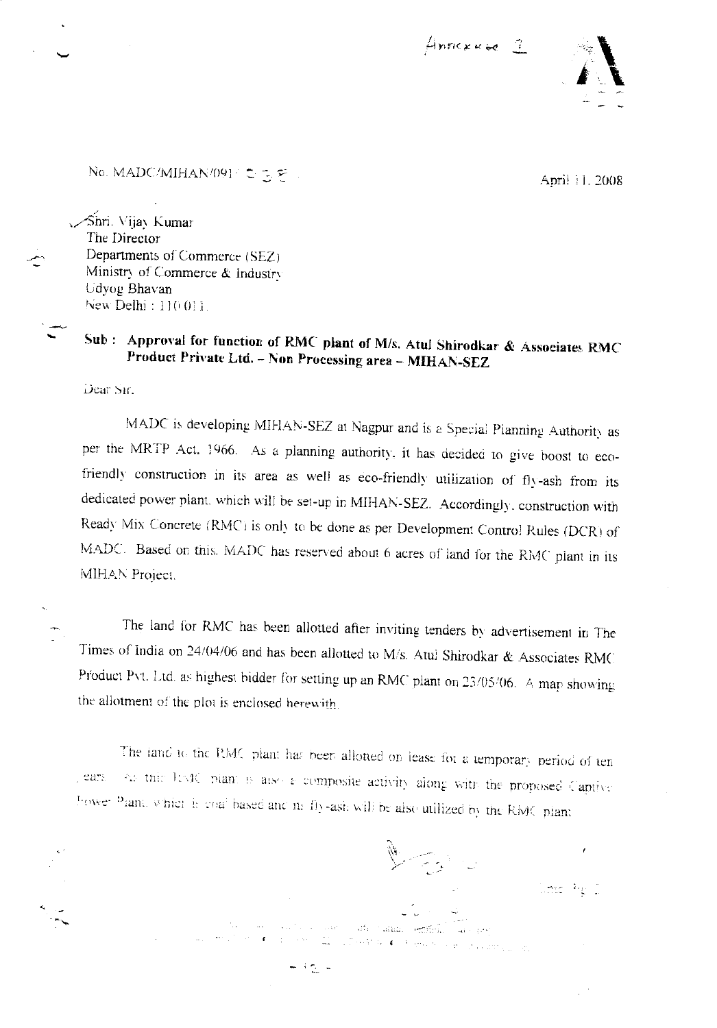Annexure 2

No. MADC/MIHAN/091/ 232

April 11, 2008

Shri. Vijay Kumar
The Director
Departments of Commerce (SEZ)
Ministry of Commerce & Industry
Udyog Bhavan
New Delhi : 110 011.

**Sub : Approval for function of RMC plant of M/s. Atul Shirodkar & Associates RMC Product Private Ltd. – Non Processing area – MIHAN-SEZ**

Dear Sir,

MADC is developing MIHAN-SEZ at Nagpur and is a Special Planning Authority as per the MRTP Act, 1966. As a planning authority, it has decided to give boost to eco-friendly construction in its area as well as eco-friendly utilization of fly-ash from its dedicated power plant, which will be set-up in MIHAN-SEZ. Accordingly, construction with Ready Mix Concrete (RMC) is only to be done as per Development Control Rules (DCR) of MADC. Based on this, MADC has reserved about 6 acres of land for the RMC plant in its MIHAN Project.

The land for RMC has been allotted after inviting tenders by advertisement in The Times of India on 24/04/06 and has been allotted to M/s. Atul Shirodkar & Associates RMC Product Pvt. Ltd. as highest bidder for setting up an RMC plant on 23/05/06. A map showing the allotment of the plot is enclosed herewith.

The land to the RMC plant has been allotted on lease for a temporary period of ten years. As the RMC plant is also a composite activity along with the proposed Captive Power Plant, which is coal based and its fly-ash will be also utilized by the RMC plant.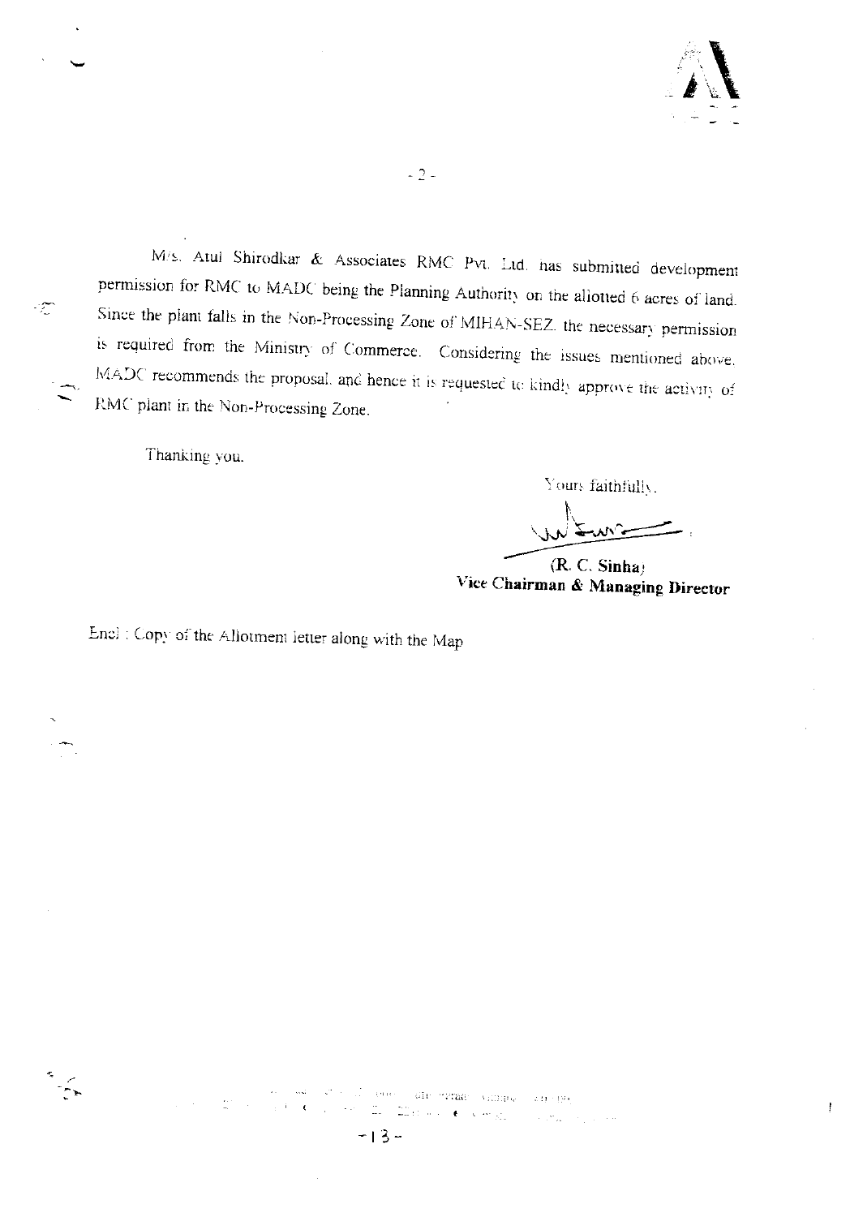M/s. Atul Shirodkar & Associates RMC Pvt. Ltd. has submitted development permission for RMC to MADC being the Planning Authority on the allotted 6 acres of land. Since the plant falls in the Non-Processing Zone of MIHAN-SEZ, the necessary permission is required from the Ministry of Commerce. Considering the issues mentioned above, MADC recommends the proposal, and hence it is requested to kindly approve the activity of RMC plant in the Non-Processing Zone.

Thanking you.

Yours faithfully,

**(R. C. Sinha)**
**Vice Chairman & Managing Director**

Encl : Copy of the Allotment letter along with the Map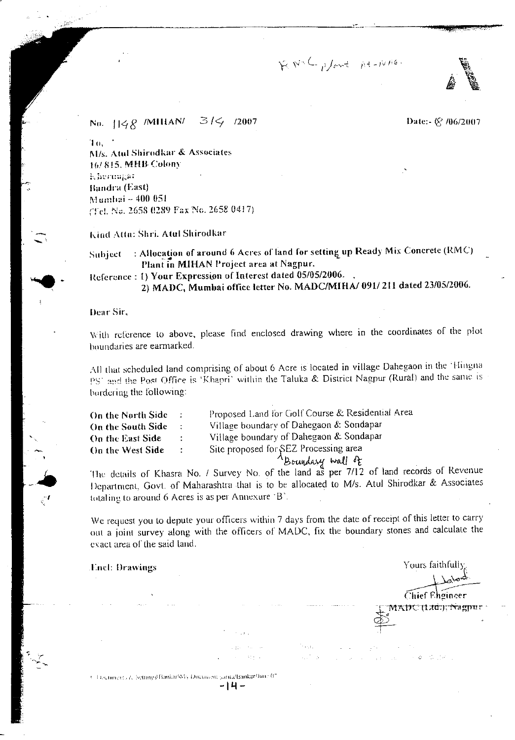RMC plant At-MIHAN.

No. 1148 /MIHAN/ 314 /2007

Date:- 8 /06/2007

To,
M/s. Atul Shirodkar & Associates
16/ 815, MHB Colony
Khernagar
Bandra (East)
Mumbai – 400 051
(Tel. No. 2658 0289 Fax No. 2658 0417)

Kind Attn: Shri. Atul Shirodkar

**Subject : Allocation of around 6 Acres of land for setting up Ready Mix Concrete (RMC) Plant in MIHAN Project area at Nagpur.**

**Reference : 1) Your Expression of Interest dated 05/05/2006.**
**2) MADC, Mumbai office letter No. MADC/MIHA/ 091/ 211 dated 23/05/2006.**

Dear Sir,

With reference to above, please find enclosed drawing where in the coordinates of the plot boundaries are earmarked.

All that scheduled land comprising of about 6 Acre is located in village Dahegaon in the 'Hingna PS' and the Post Office is 'Khapri' within the Taluka & District Nagpur (Rural) and the same is bordering the following:

| | | |
|---|---|---|
| **On the North Side** | : | Proposed Land for Golf Course & Residential Area |
| **On the South Side** | : | Village boundary of Dahegaon & Sondapar |
| **On the East Side** | : | Village boundary of Dahegaon & Sondapar |
| **On the West Side** | : | Boundary wall of Site proposed for SEZ Processing area |

The details of Khasra No. / Survey No. of the land as per 7/12 of land records of Revenue Department, Govt. of Maharashtra that is to be allocated to M/s. Atul Shirodkar & Associates totaling to around 6 Acres is as per Annexure 'B'.

We request you to depute your officers within 7 days from the date of receipt of this letter to carry out a joint survey along with the officers of MADC, fix the boundary stones and calculate the exact area of the said land.

**Encl: Drawings**

Yours faithfully,

Chief Engineer
MADC (Ltd.), Nagpur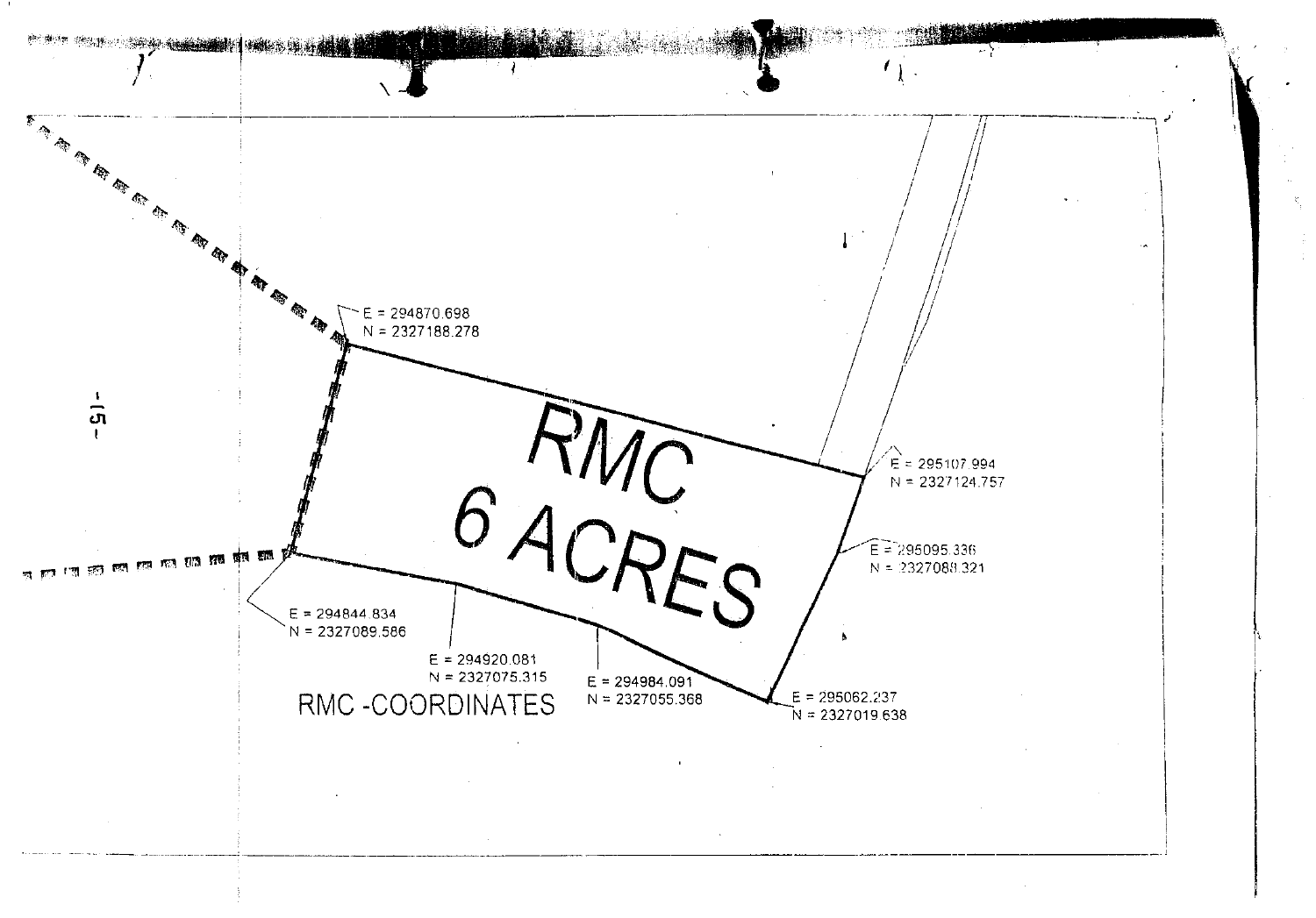RMC
6 ACRES

E = 294870.698
N = 2327188.278

E = 295107.994
N = 2327124.757

E = 295095.336
N = 2327088.321

E = 294844.834
N = 2327089.586

E = 294920.081
N = 2327075.315

E = 294984.091
N = 2327055.368

E = 295062.237
N = 2327019.638

RMC -COORDINATES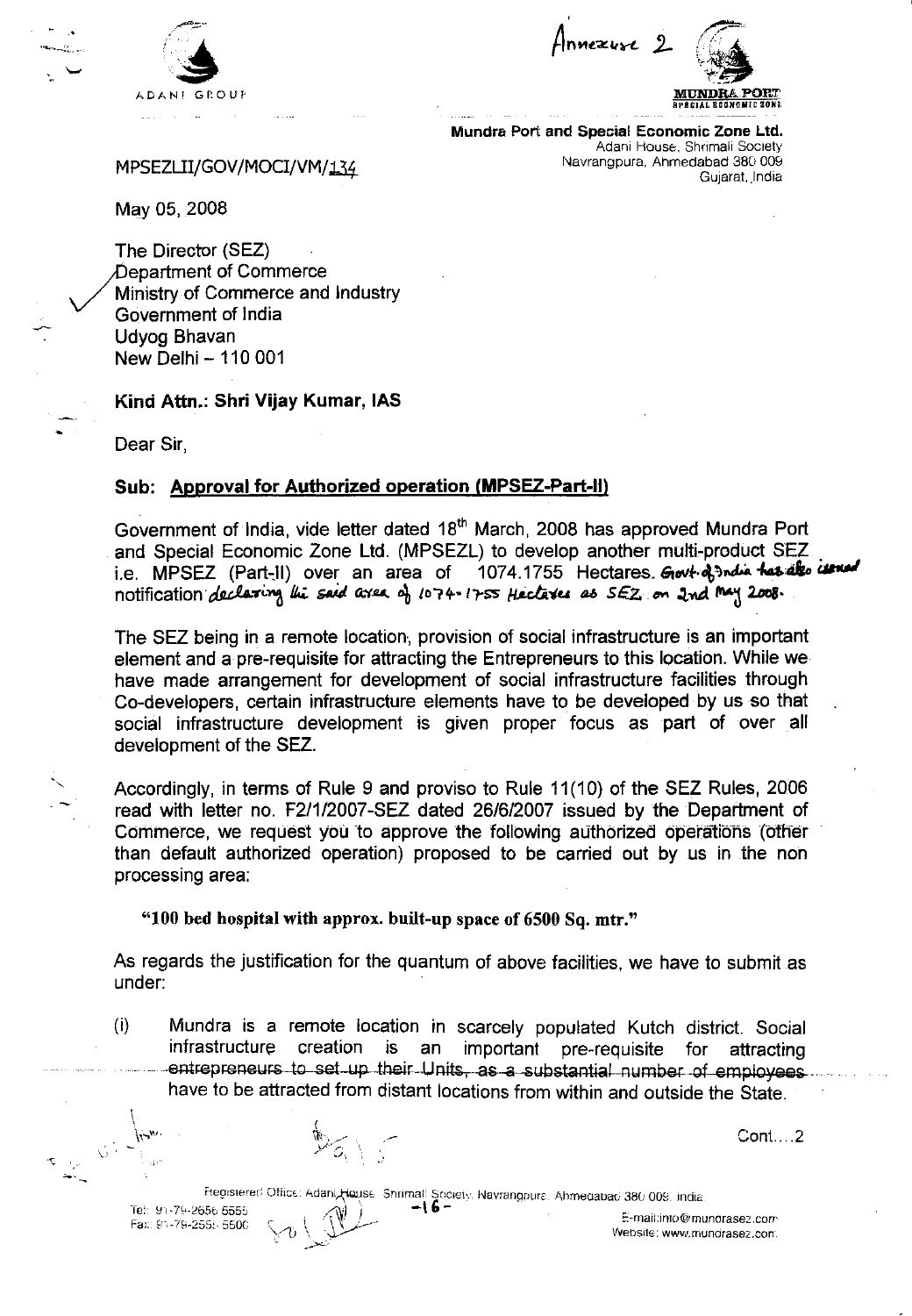Annexure 2

ADANI GROUP

MUNDRA PORT SPECIAL ECONOMIC ZONE

**Mundra Port and Special Economic Zone Ltd.**
Adani House, Shrimali Society
Navrangpura, Ahmedabad 380 009
Gujarat, India

MPSEZLII/GOV/MOCI/VM/134

May 05, 2008

The Director (SEZ)
Department of Commerce
Ministry of Commerce and Industry
Government of India
Udyog Bhavan
New Delhi – 110 001

**Kind Attn.: Shri Vijay Kumar, IAS**

Dear Sir,

**Sub: Approval for Authorized operation (MPSEZ-Part-II)**

Government of India, vide letter dated 18th March, 2008 has approved Mundra Port and Special Economic Zone Ltd. (MPSEZL) to develop another multi-product SEZ i.e. MPSEZ (Part-II) over an area of 1074.1755 Hectares. Govt. of India has also issued notification declaring the said area of 1074.1755 Hectares as SEZ on 2nd May 2008.

The SEZ being in a remote location, provision of social infrastructure is an important element and a pre-requisite for attracting the Entrepreneurs to this location. While we have made arrangement for development of social infrastructure facilities through Co-developers, certain infrastructure elements have to be developed by us so that social infrastructure development is given proper focus as part of over all development of the SEZ.

Accordingly, in terms of Rule 9 and proviso to Rule 11(10) of the SEZ Rules, 2006 read with letter no. F2/1/2007-SEZ dated 26/6/2007 issued by the Department of Commerce, we request you to approve the following authorized operations (other than default authorized operation) proposed to be carried out by us in the non processing area:

**"100 bed hospital with approx. built-up space of 6500 Sq. mtr."**

As regards the justification for the quantum of above facilities, we have to submit as under:

(i) Mundra is a remote location in scarcely populated Kutch district. Social infrastructure creation is an important pre-requisite for attracting entrepreneurs to set-up their Units, as a substantial number of employees have to be attracted from distant locations from within and outside the State.

Cont....2

Registered Office: Adani House, Shrimali Society, Navrangpura, Ahmedabad 380 009, India
Tel: 91-79-2656 5555
Fax: 91-79-2656 5500
E-mail: info@mundrasez.com
Website: www.mundrasez.com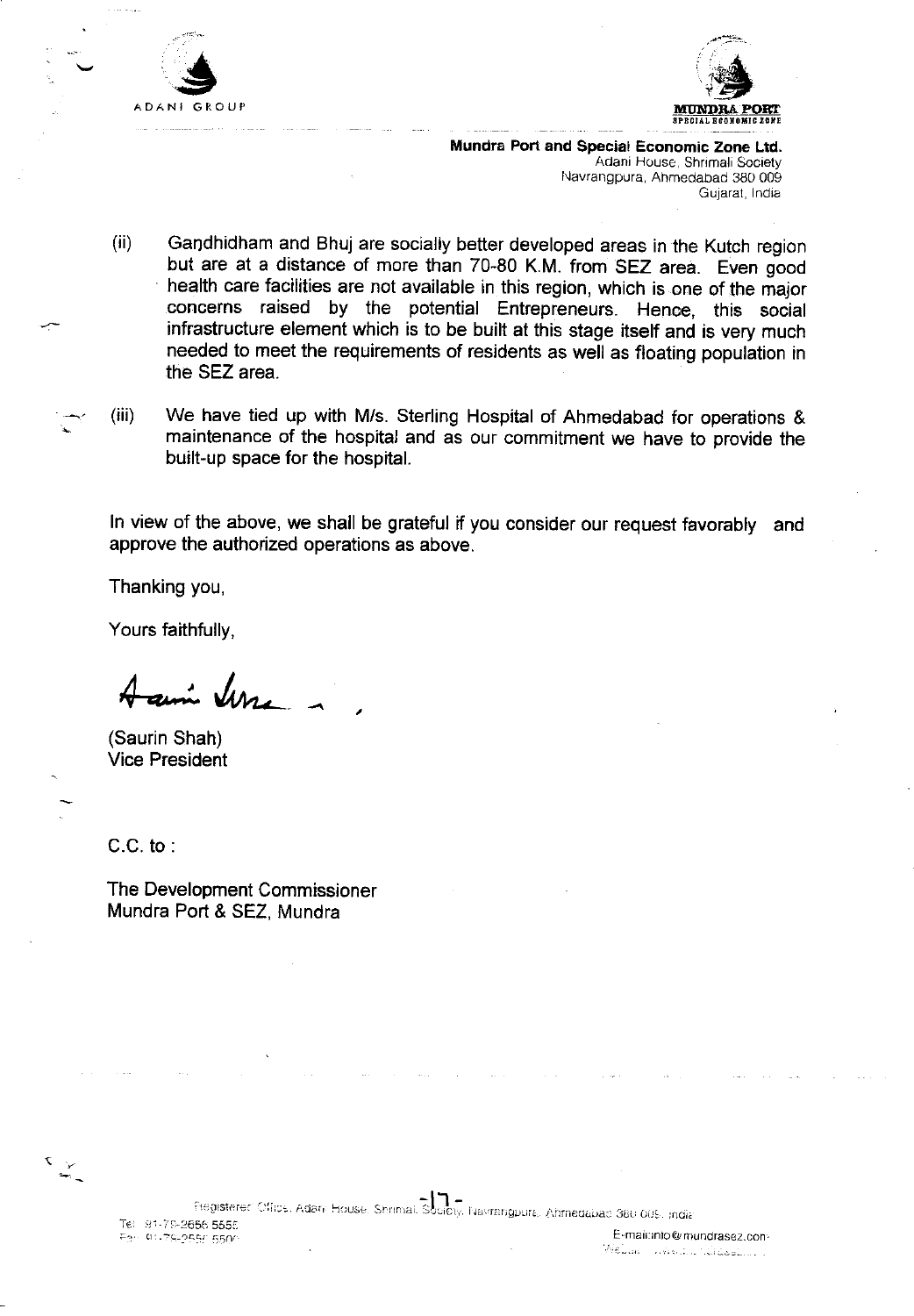ADANI GROUP

MUNDRA PORT
SPECIAL ECONOMIC ZONE

**Mundra Port and Special Economic Zone Ltd.**
Adani House, Shrimali Society
Navrangpura, Ahmedabad 380 009
Gujarat, India

(ii) Gandhidham and Bhuj are socially better developed areas in the Kutch region but are at a distance of more than 70-80 K.M. from SEZ area. Even good health care facilities are not available in this region, which is one of the major concerns raised by the potential Entrepreneurs. Hence, this social infrastructure element which is to be built at this stage itself and is very much needed to meet the requirements of residents as well as floating population in the SEZ area.

(iii) We have tied up with M/s. Sterling Hospital of Ahmedabad for operations & maintenance of the hospital and as our commitment we have to provide the built-up space for the hospital.

In view of the above, we shall be grateful if you consider our request favorably and approve the authorized operations as above.

Thanking you,

Yours faithfully,

(Saurin Shah)
Vice President

C.C. to :

The Development Commissioner
Mundra Port & SEZ, Mundra

Registered Office: Adani House, Shrimali Society, Navrangpura, Ahmedabad 380 009, India
Tel 91-79-2656 5555
Fax 91-79-2656 5500
E-mail info@mundrasez.com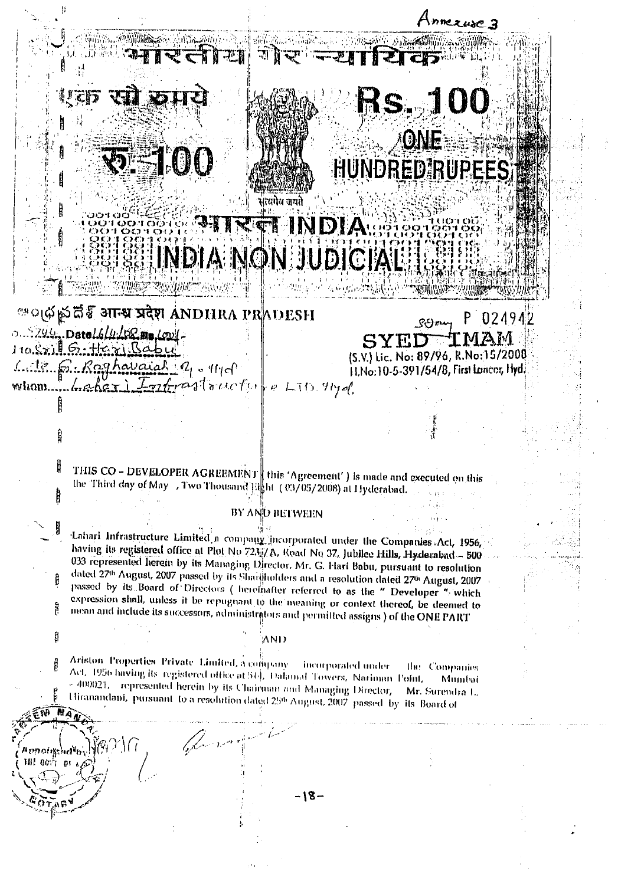Annexure 3

भारतीय गैर न्यायिक

एक सौ रुपये

Rs. 100

रु. 100

ONE HUNDRED RUPEES

सत्यमेव जयते

भारत INDIA

INDIA NON JUDICIAL

ఆంధ్రప్రదేశ్ आन्ध्र प्रदेश ANDHRA PRADESH

P 024942

S.No. 5244 Date 16/4/08 Rs. 100/-

To Sri G. Hari Babu

S/o G. Raghavaiah Hyd

whom Lahari Infrastructure LTD. Hyd.

SYED IMAM

(S.V.) Lic. No: 89/96, R.No:15/2000

H.No:10-5-391/54/8, First Lancer, Hyd.

THIS CO – DEVELOPER AGREEMENT ( this 'Agreement' ) is made and executed on this the Third day of May , Two Thousand Eight ( 03/05/2008) at Hyderabad.

BY AND BETWEEN

Lahari Infrastructure Limited a company incorporated under the Companies Act, 1956, having its registered office at Plot No 723/A, Road No 37, Jubilee Hills, Hyderabad – 500 033 represented herein by its Managing Director, Mr. G. Hari Babu, pursuant to resolution dated 27th August, 2007 passed by its Shareholders and a resolution dated 27th August, 2007 passed by its Board of Directors ( hereinafter referred to as the " Developer " which expression shall, unless it be repugnant to the meaning or context thereof, be deemed to mean and include its successors, administrators and permitted assigns ) of the ONE PART

AND

Ariston Properties Private Limited, a company incorporated under the Companies Act, 1956 having its registered office at 514, Dalamal Towers, Nariman Point, Mumbai – 400021, represented herein by its Chairman and Managing Director, Mr. Surendra L. Hiranandani, pursuant to a resolution dated 25th August, 2007 passed by its Board of

-18-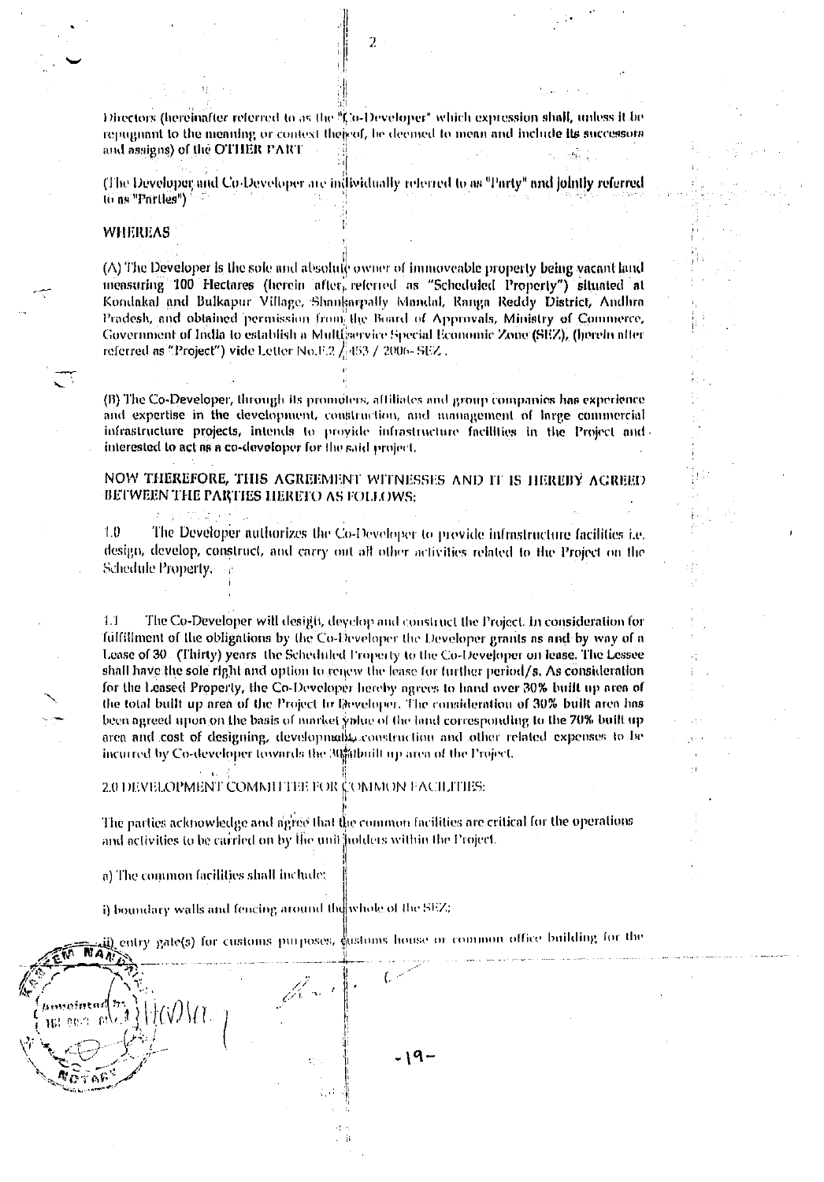Directors (hereinafter referred to as the "Co-Developer" which expression shall, unless it be repugnant to the meaning or context thereof, be deemed to mean and include its successors and assigns) of the OTHER PART

(The Developer and Co-Developer are individually referred to as "Party" and jointly referred to as "Parties")

**WHEREAS**

(A) The Developer is the sole and absolute owner of immoveable property being vacant land measuring 100 Hectares (herein after referred as "Scheduled Property") situated at Kondakal and Bulkapur Village, Shankarpally Mandal, Ranga Reddy District, Andhra Pradesh, and obtained permission from the Board of Approvals, Ministry of Commerce, Government of India to establish a Multi service Special Economic Zone (SEZ), (herein after referred as "Project") vide Letter No.F.2 / 453 / 2006- SEZ.

(B) The Co-Developer, through its promoters, affiliates and group companies has experience and expertise in the development, construction, and management of large commercial infrastructure projects, intends to provide infrastructure facilities in the Project and interested to act as a co-developer for the said project.

**NOW THEREFORE, THIS AGREEMENT WITNESSES AND IT IS HEREBY AGREED BETWEEN THE PARTIES HERETO AS FOLLOWS:**

1.0 The Developer authorizes the Co-Developer to provide infrastructure facilities i.e. design, develop, construct, and carry out all other activities related to the Project on the Schedule Property.

1.1 The Co-Developer will design, develop and construct the Project. In consideration for fulfillment of the obligations by the Co-Developer the Developer grants as and by way of a Lease of 30 (Thirty) years the Scheduled Property to the Co-Developer on lease. The Lessee shall have the sole right and option to renew the lease for further period/s. As consideration for the Leased Property, the Co-Developer hereby agrees to hand over 30% built up area of the total built up area of the Project to Developer. The consideration of 30% built area has been agreed upon on the basis of market value of the land corresponding to the 70% built up area and cost of designing, development, construction and other related expenses to be incurred by Co-developer towards the 30% built up area of the Project.

2.0 DEVELOPMENT COMMITTEE FOR COMMON FACILITIES:

The parties acknowledge and agree that the common facilities are critical for the operations and activities to be carried on by the unit holders within the Project.

a) The common facilities shall include:

i) boundary walls and fencing around the whole of the SEZ;

ii) entry gate(s) for customs purposes, customs house or common office building for the

-19-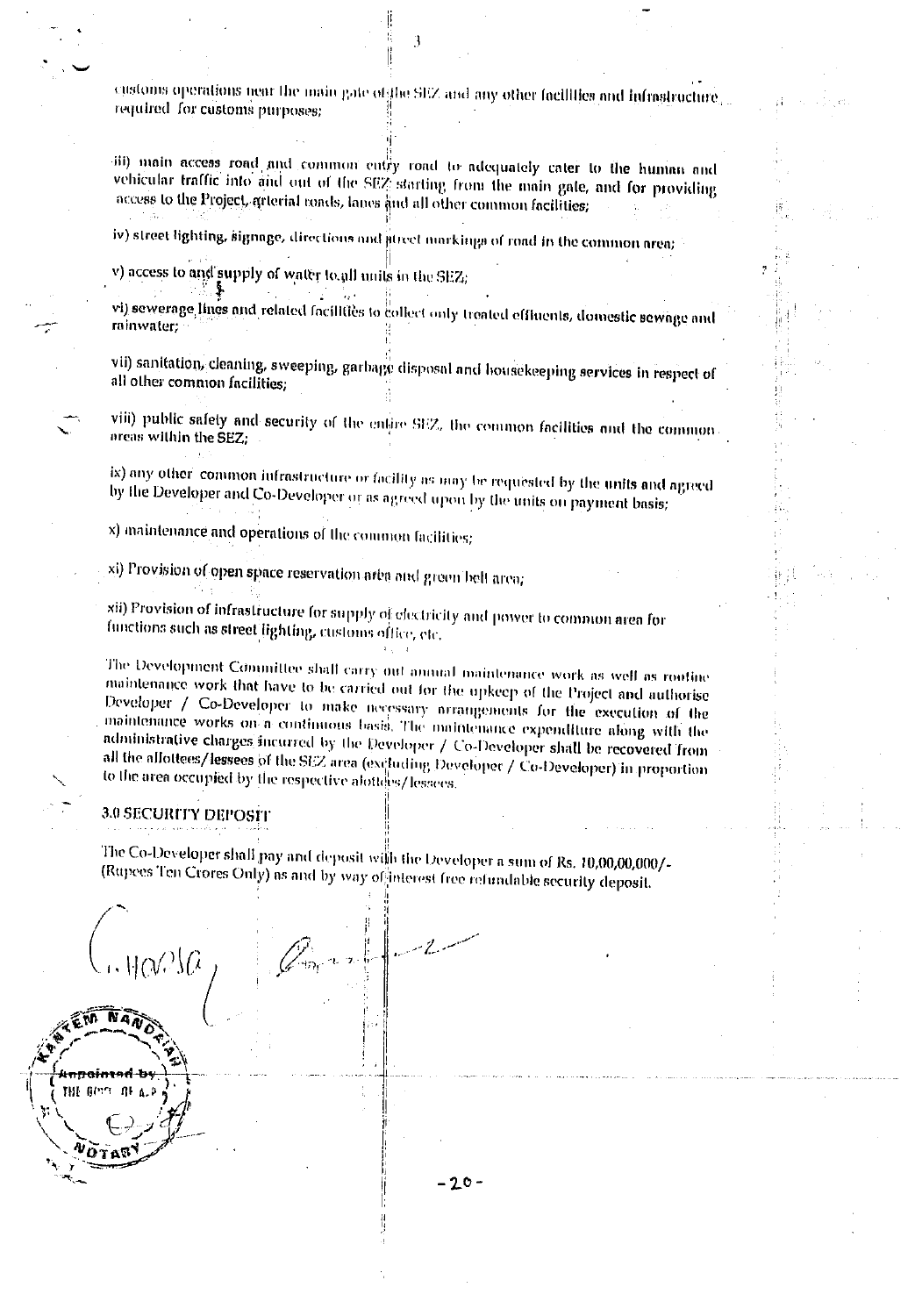customs operations near the main gate of the SEZ and any other facilities and infrastructure required for customs purposes;

iii) main access road and common entry road to adequately cater to the human and vehicular traffic into and out of the SEZ starting from the main gate, and for providing access to the Project, arterial roads, lanes and all other common facilities;

iv) street lighting, signage, directions and street markings of road in the common area;

v) access to and supply of water to all units in the SEZ;

vi) sewerage lines and related facilities to collect only treated effluents, domestic sewage and rainwater;

vii) sanitation, cleaning, sweeping, garbage disposal and housekeeping services in respect of all other common facilities;

viii) public safety and security of the entire SEZ, the common facilities and the common areas within the SEZ;

ix) any other common infrastructure or facility as may be requested by the units and agreed by the Developer and Co-Developer or as agreed upon by the units on payment basis;

x) maintenance and operations of the common facilities;

xi) Provision of open space reservation area and green belt area;

xii) Provision of infrastructure for supply of electricity and power to common area for functions such as street lighting, customs office, etc.

The Development Committee shall carry out annual maintenance work as well as routine maintenance work that have to be carried out for the upkeep of the Project and authorise Developer / Co-Developer to make necessary arrangements for the execution of the maintenance works on a continuous basis. The maintenance expenditure along with the administrative charges incurred by the Developer / Co-Developer shall be recovered from all the allottees/lessees of the SEZ area (excluding Developer / Co-Developer) in proportion to the area occupied by the respective alottees/lessees.

## 3.0 SECURITY DEPOSIT

The Co-Developer shall pay and deposit with the Developer a sum of Rs. 10,00,00,000/- (Rupees Ten Crores Only) as and by way of interest free refundable security deposit.

KANTEM NANDAIAH
Appointed by
THE GOVT. OF A.P.
NOTARY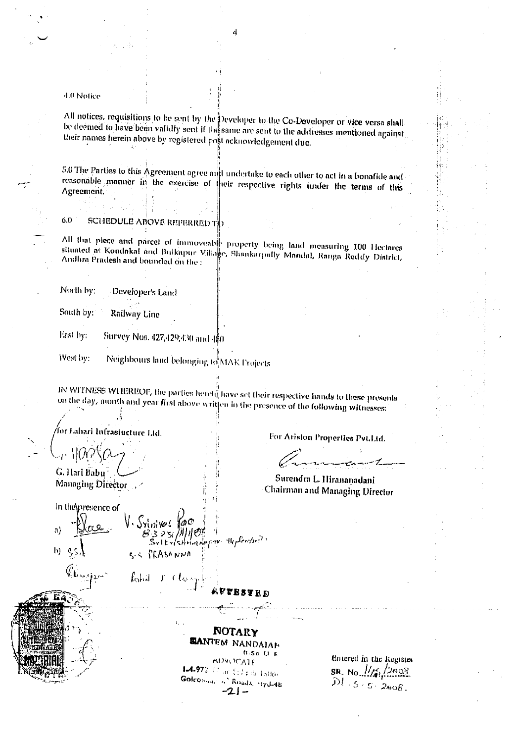4.0 Notice

All notices, requisitions to be sent by the Developer to the Co-Developer or vice versa shall be deemed to have been validly sent if the same are sent to the addresses mentioned against their names herein above by registered post acknowledgement due.

5.0 The Parties to this Agreement agree and undertake to each other to act in a bonafide and reasonable manner in the exercise of their respective rights under the terms of this Agreement.

6.0 SCHEDULE ABOVE REFERRED TO

All that piece and parcel of immoveable property being land measuring 100 Hectares situated at Kondakal and Bulkapur Village, Shankarpally Mandal, Ranga Reddy District, Andhra Pradesh and bounded on the :

North by: Developer's Land

South by: Railway Line

East by: Survey Nos. 427,429,430 and 410

West by: Neighbours land belonging to MAK Projects

IN WITNESS WHEREOF, the parties hereto have set their respective hands to these presents on the day, month and year first above written in the presence of the following witnesses:

for Lahari Infrastucture Ltd.

G. Hari Babu
Managing Director

For Ariston Properties Pvt.Ltd.

Surendra L. Hiranandani
Chairman and Managing Director

In the presence of

a) V. Srinivas Rao
8 3 2 3 1/11/07
Srikrishnanagar Hyderabad

b) S.S. PRASANNA

Rahul T. Chugh

ATTESTED

NOTARY
SANTEM NANDAIAH
B.Sc. LL.B.
ADVOCATE
1-4-972 ... Golconda ... Roads, Hyd-48

-21-

Entered in the Register
SR. No. 1/15/2008
Dt. 5-5-2008.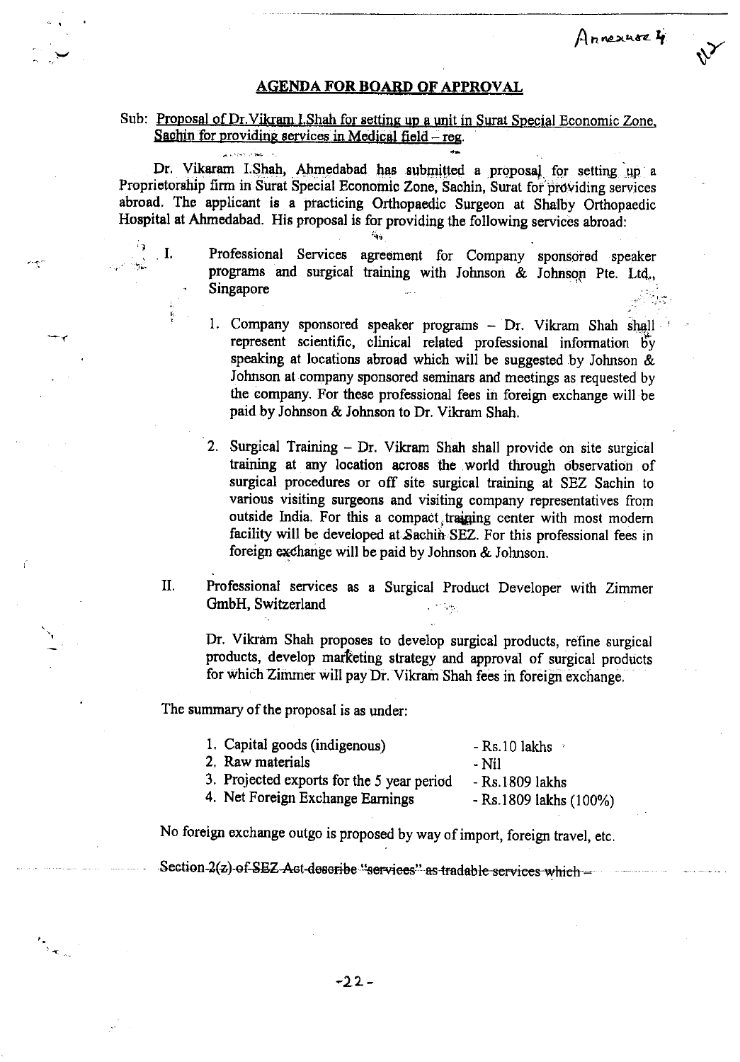Annexure 4

## AGENDA FOR BOARD OF APPROVAL

Sub: Proposal of Dr.Vikram I.Shah for setting up a unit in Surat Special Economic Zone, Sachin for providing services in Medical field – reg.

Dr. Vikaram I.Shah, Ahmedabad has submitted a proposal for setting up a Proprietorship firm in Surat Special Economic Zone, Sachin, Surat for providing services abroad. The applicant is a practicing Orthopaedic Surgeon at Shalby Orthopaedic Hospital at Ahmedabad. His proposal is for providing the following services abroad:

I. Professional Services agreement for Company sponsored speaker programs and surgical training with Johnson & Johnson Pte. Ltd., Singapore

   1. Company sponsored speaker programs – Dr. Vikram Shah shall represent scientific, clinical related professional information by speaking at locations abroad which will be suggested by Johnson & Johnson at company sponsored seminars and meetings as requested by the company. For these professional fees in foreign exchange will be paid by Johnson & Johnson to Dr. Vikram Shah.

   2. Surgical Training – Dr. Vikram Shah shall provide on site surgical training at any location across the world through observation of surgical procedures or off site surgical training at SEZ Sachin to various visiting surgeons and visiting company representatives from outside India. For this a compact training center with most modern facility will be developed at Sachin SEZ. For this professional fees in foreign exchange will be paid by Johnson & Johnson.

II. Professional services as a Surgical Product Developer with Zimmer GmbH, Switzerland

   Dr. Vikram Shah proposes to develop surgical products, refine surgical products, develop marketing strategy and approval of surgical products for which Zimmer will pay Dr. Vikram Shah fees in foreign exchange.

The summary of the proposal is as under:

| | |
|---|---|
| 1. Capital goods (indigenous) | - Rs.10 lakhs |
| 2. Raw materials | - Nil |
| 3. Projected exports for the 5 year period | - Rs.1809 lakhs |
| 4. Net Foreign Exchange Earnings | - Rs.1809 lakhs (100%) |

No foreign exchange outgo is proposed by way of import, foreign travel, etc.

~~Section 2(z) of SEZ Act describe "services" as tradable services which –~~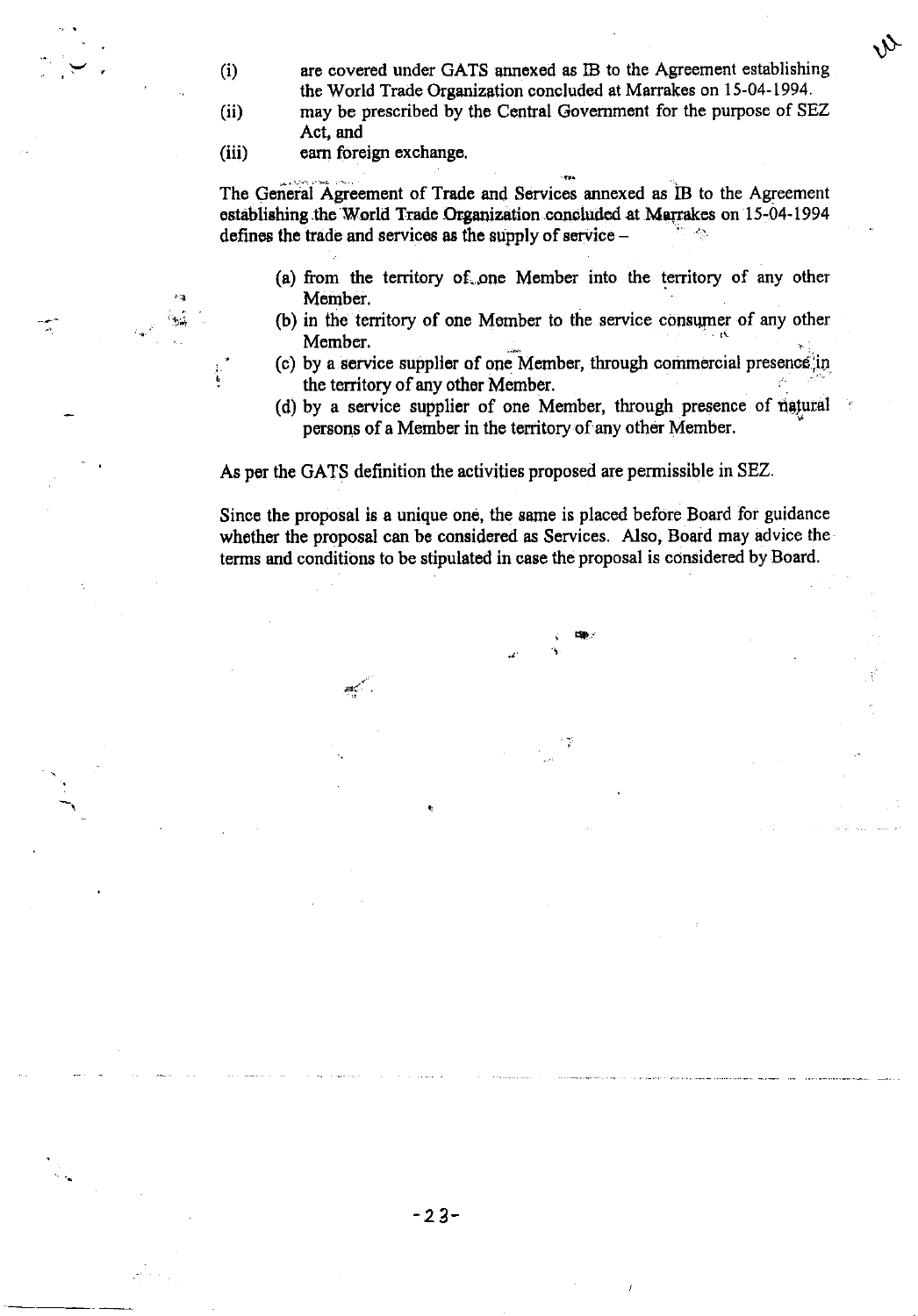(i) are covered under GATS annexed as IB to the Agreement establishing the World Trade Organization concluded at Marrakes on 15-04-1994.

(ii) may be prescribed by the Central Government for the purpose of SEZ Act, and

(iii) earn foreign exchange.

The General Agreement of Trade and Services annexed as IB to the Agreement establishing the World Trade Organization concluded at Marrakes on 15-04-1994 defines the trade and services as the supply of service –

(a) from the territory of one Member into the territory of any other Member.
(b) in the territory of one Member to the service consumer of any other Member.
(c) by a service supplier of one Member, through commercial presence in the territory of any other Member.
(d) by a service supplier of one Member, through presence of natural persons of a Member in the territory of any other Member.

As per the GATS definition the activities proposed are permissible in SEZ.

Since the proposal is a unique one, the same is placed before Board for guidance whether the proposal can be considered as Services. Also, Board may advice the terms and conditions to be stipulated in case the proposal is considered by Board.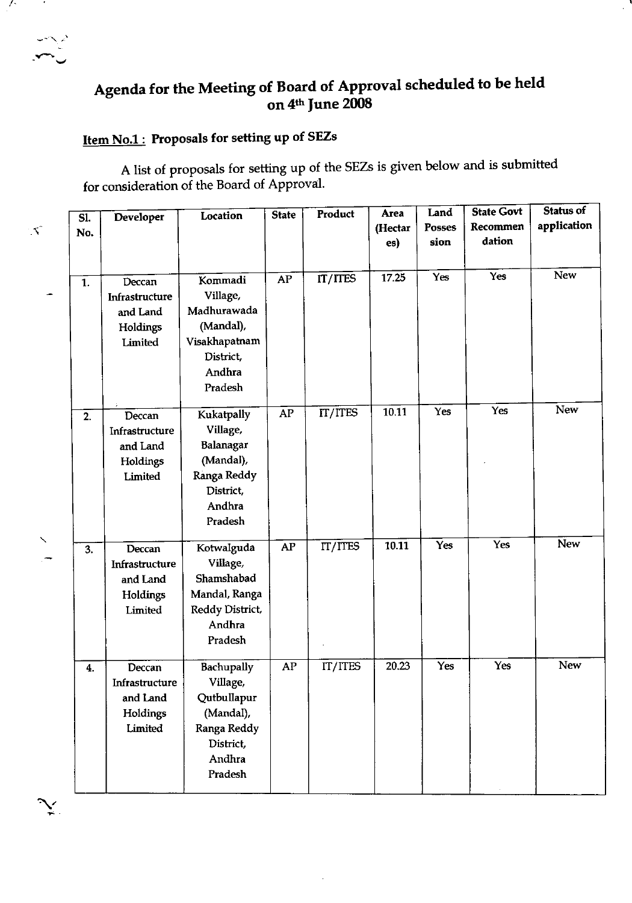# Agenda for the Meeting of Board of Approval scheduled to be held on 4th June 2008

## Item No.1 : Proposals for setting up of SEZs

A list of proposals for setting up of the SEZs is given below and is submitted for consideration of the Board of Approval.

| Sl. No. | Developer | Location | State | Product | Area (Hectares) | Land Possession | State Govt Recommendation | Status of application |
|---|---|---|---|---|---|---|---|---|
| 1. | Deccan Infrastructure and Land Holdings Limited | Kommadi Village, Madhurawada (Mandal), Visakhapatnam District, Andhra Pradesh | AP | IT/ITES | 17.25 | Yes | Yes | New |
| 2. | Deccan Infrastructure and Land Holdings Limited | Kukatpally Village, Balanagar (Mandal), Ranga Reddy District, Andhra Pradesh | AP | IT/ITES | 10.11 | Yes | Yes | New |
| 3. | Deccan Infrastructure and Land Holdings Limited | Kotwalguda Village, Shamshabad Mandal, Ranga Reddy District, Andhra Pradesh | AP | IT/ITES | 10.11 | Yes | Yes | New |
| 4. | Deccan Infrastructure and Land Holdings Limited | Bachupally Village, Qutbullapur (Mandal), Ranga Reddy District, Andhra Pradesh | AP | IT/ITES | 20.23 | Yes | Yes | New |